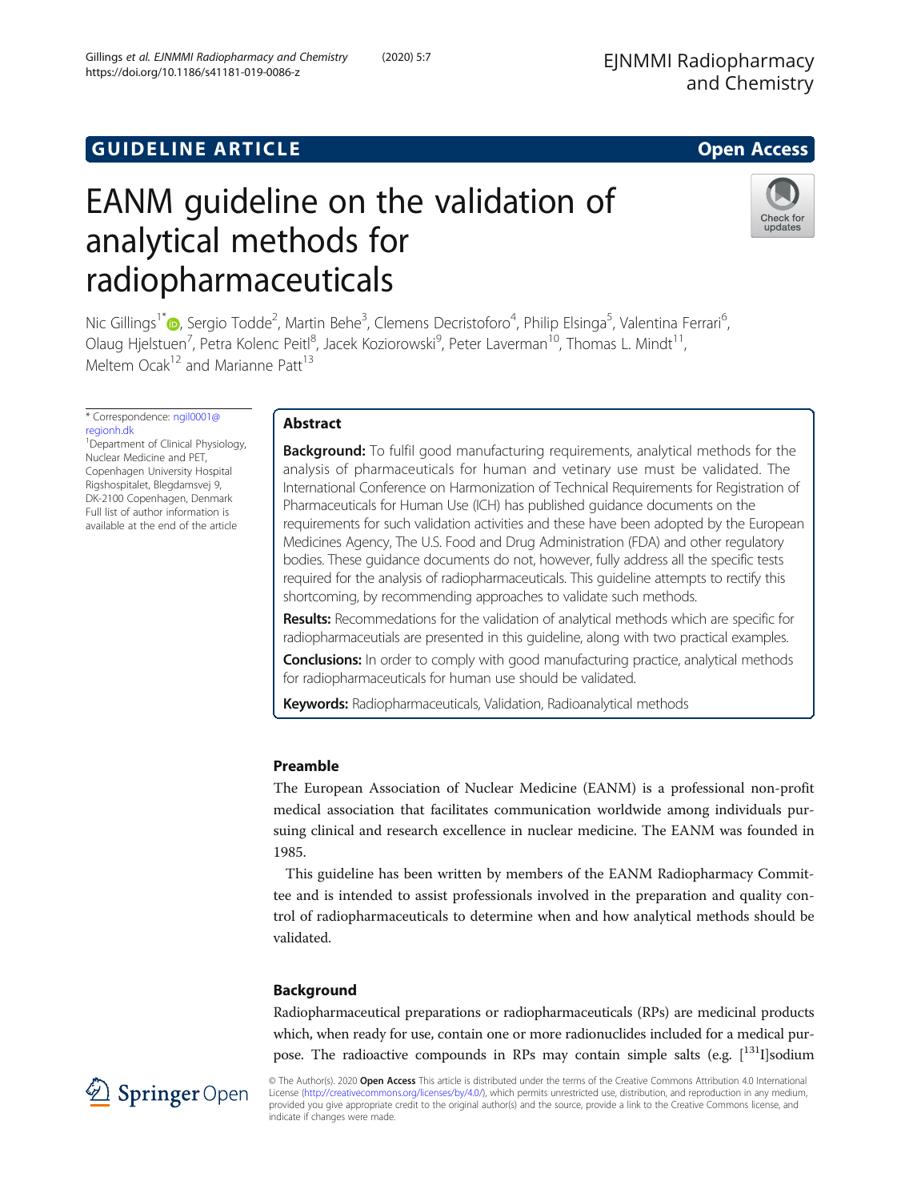GUIDELINE ARTICLE

Open Access

# EANM guideline on the validation of analytical methods for radiopharmaceuticals

Nic Gillings[1*], Sergio Todde[2], Martin Behe[3], Clemens Decristoforo[4], Philip Elsinga[5], Valentina Ferrari[6], Olaug Hjelstuen[7], Petra Kolenc Peitl[8], Jacek Koziorowski[9], Peter Laverman[10], Thomas L. Mindt[11], Meltem Ocak[12] and Marianne Patt[13]

\* Correspondence: ngil0001@regionh.dk

[1]Department of Clinical Physiology, Nuclear Medicine and PET, Copenhagen University Hospital Rigshospitalet, Blegdamsvej 9, DK-2100 Copenhagen, Denmark

Full list of author information is available at the end of the article

## Abstract

**Background:** To fulfil good manufacturing requirements, analytical methods for the analysis of pharmaceuticals for human and vetinary use must be validated. The International Conference on Harmonization of Technical Requirements for Registration of Pharmaceuticals for Human Use (ICH) has published guidance documents on the requirements for such validation activities and these have been adopted by the European Medicines Agency, The U.S. Food and Drug Administration (FDA) and other regulatory bodies. These guidance documents do not, however, fully address all the specific tests required for the analysis of radiopharmaceuticals. This guideline attempts to rectify this shortcoming, by recommending approaches to validate such methods.

**Results:** Recommedations for the validation of analytical methods which are specific for radiopharmaceutials are presented in this guideline, along with two practical examples.

**Conclusions:** In order to comply with good manufacturing practice, analytical methods for radiopharmaceuticals for human use should be validated.

**Keywords:** Radiopharmaceuticals, Validation, Radioanalytical methods

## Preamble

The European Association of Nuclear Medicine (EANM) is a professional non-profit medical association that facilitates communication worldwide among individuals pursuing clinical and research excellence in nuclear medicine. The EANM was founded in 1985.

This guideline has been written by members of the EANM Radiopharmacy Committee and is intended to assist professionals involved in the preparation and quality control of radiopharmaceuticals to determine when and how analytical methods should be validated.

## Background

Radiopharmaceutical preparations or radiopharmaceuticals (RPs) are medicinal products which, when ready for use, contain one or more radionuclides included for a medical purpose. The radioactive compounds in RPs may contain simple salts (e.g. [$^{131}$I]sodium

© The Author(s). 2020 **Open Access** This article is distributed under the terms of the Creative Commons Attribution 4.0 International License (http://creativecommons.org/licenses/by/4.0/), which permits unrestricted use, distribution, and reproduction in any medium, provided you give appropriate credit to the original author(s) and the source, provide a link to the Creative Commons license, and indicate if changes were made.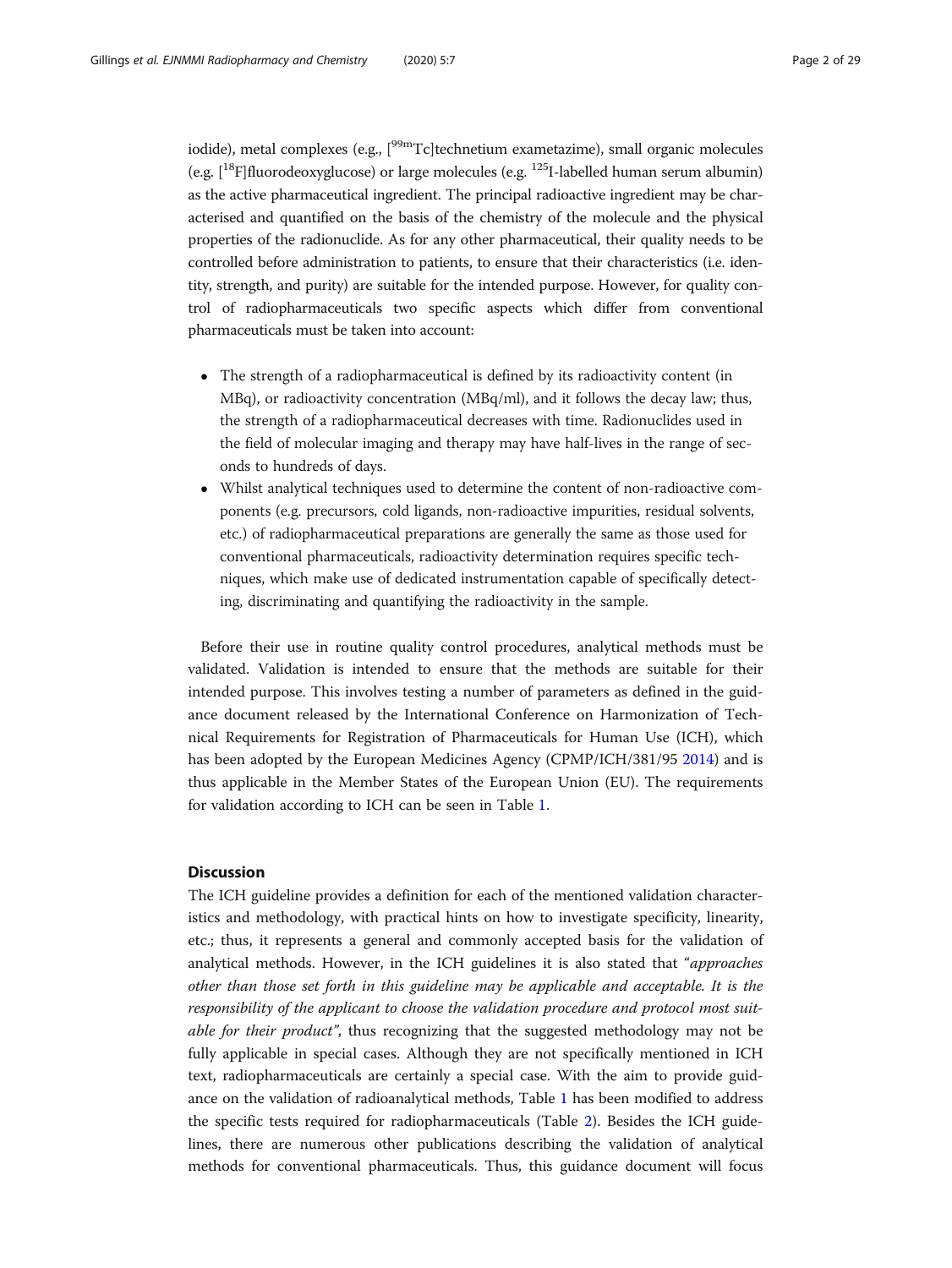iodide), metal complexes (e.g., [$^{99m}$Tc]technetium exametazime), small organic molecules (e.g. [$^{18}$F]fluorodeoxyglucose) or large molecules (e.g. $^{125}$I-labelled human serum albumin) as the active pharmaceutical ingredient. The principal radioactive ingredient may be characterised and quantified on the basis of the chemistry of the molecule and the physical properties of the radionuclide. As for any other pharmaceutical, their quality needs to be controlled before administration to patients, to ensure that their characteristics (i.e. identity, strength, and purity) are suitable for the intended purpose. However, for quality control of radiopharmaceuticals two specific aspects which differ from conventional pharmaceuticals must be taken into account:

- The strength of a radiopharmaceutical is defined by its radioactivity content (in MBq), or radioactivity concentration (MBq/ml), and it follows the decay law; thus, the strength of a radiopharmaceutical decreases with time. Radionuclides used in the field of molecular imaging and therapy may have half-lives in the range of seconds to hundreds of days.
- Whilst analytical techniques used to determine the content of non-radioactive components (e.g. precursors, cold ligands, non-radioactive impurities, residual solvents, etc.) of radiopharmaceutical preparations are generally the same as those used for conventional pharmaceuticals, radioactivity determination requires specific techniques, which make use of dedicated instrumentation capable of specifically detecting, discriminating and quantifying the radioactivity in the sample.

Before their use in routine quality control procedures, analytical methods must be validated. Validation is intended to ensure that the methods are suitable for their intended purpose. This involves testing a number of parameters as defined in the guidance document released by the International Conference on Harmonization of Technical Requirements for Registration of Pharmaceuticals for Human Use (ICH), which has been adopted by the European Medicines Agency (CPMP/ICH/381/95 2014) and is thus applicable in the Member States of the European Union (EU). The requirements for validation according to ICH can be seen in Table 1.

## Discussion

The ICH guideline provides a definition for each of the mentioned validation characteristics and methodology, with practical hints on how to investigate specificity, linearity, etc.; thus, it represents a general and commonly accepted basis for the validation of analytical methods. However, in the ICH guidelines it is also stated that "*approaches other than those set forth in this guideline may be applicable and acceptable. It is the responsibility of the applicant to choose the validation procedure and protocol most suitable for their product*", thus recognizing that the suggested methodology may not be fully applicable in special cases. Although they are not specifically mentioned in ICH text, radiopharmaceuticals are certainly a special case. With the aim to provide guidance on the validation of radioanalytical methods, Table 1 has been modified to address the specific tests required for radiopharmaceuticals (Table 2). Besides the ICH guidelines, there are numerous other publications describing the validation of analytical methods for conventional pharmaceuticals. Thus, this guidance document will focus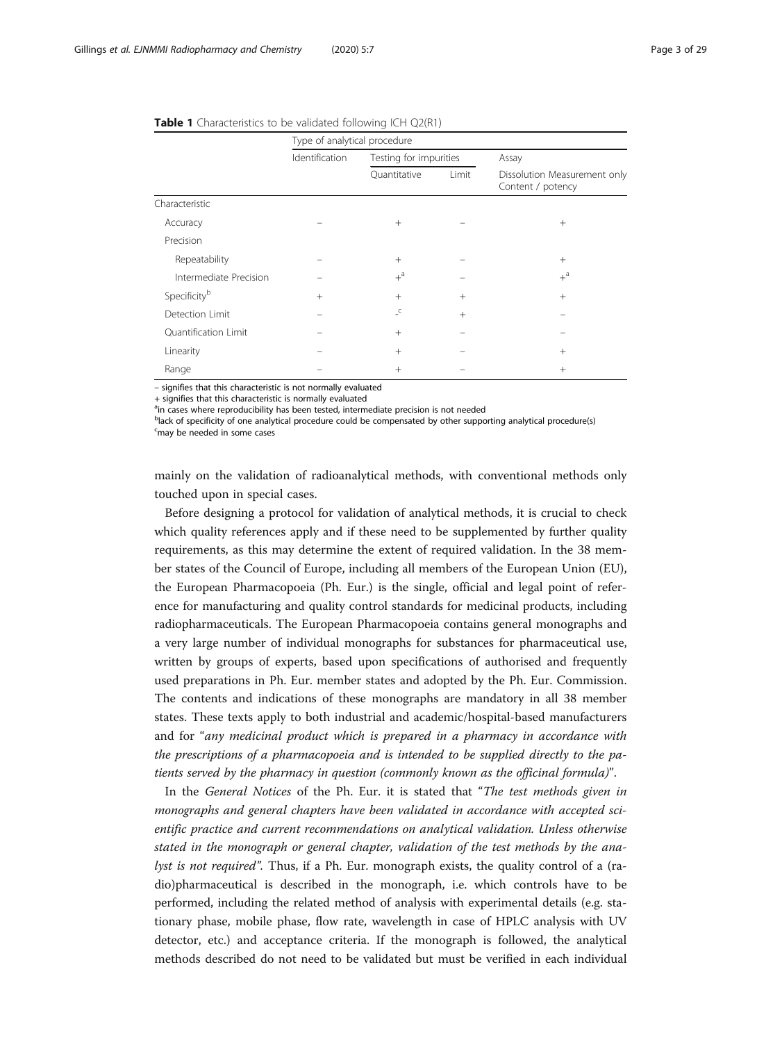**Table 1** Characteristics to be validated following ICH Q2(R1)

| | Type of analytical procedure | | | |
|---|---|---|---|---|
| | Identification | Testing for impurities | | Assay |
| | | Quantitative | Limit | Dissolution Measurement only Content / potency |
| Characteristic | | | | |
| Accuracy | – | + | – | + |
| Precision | | | | |
| Repeatability | – | + | – | + |
| Intermediate Precision | – | +[a] | – | +[a] |
| Specificity[b] | + | + | + | + |
| Detection Limit | – | -[c] | + | – |
| Quantification Limit | – | + | – | – |
| Linearity | – | + | – | + |
| Range | – | + | – | + |

– signifies that this characteristic is not normally evaluated
+ signifies that this characteristic is normally evaluated
[a]in cases where reproducibility has been tested, intermediate precision is not needed
[b]lack of specificity of one analytical procedure could be compensated by other supporting analytical procedure(s)
[c]may be needed in some cases

mainly on the validation of radioanalytical methods, with conventional methods only touched upon in special cases.

Before designing a protocol for validation of analytical methods, it is crucial to check which quality references apply and if these need to be supplemented by further quality requirements, as this may determine the extent of required validation. In the 38 member states of the Council of Europe, including all members of the European Union (EU), the European Pharmacopoeia (Ph. Eur.) is the single, official and legal point of reference for manufacturing and quality control standards for medicinal products, including radiopharmaceuticals. The European Pharmacopoeia contains general monographs and a very large number of individual monographs for substances for pharmaceutical use, written by groups of experts, based upon specifications of authorised and frequently used preparations in Ph. Eur. member states and adopted by the Ph. Eur. Commission. The contents and indications of these monographs are mandatory in all 38 member states. These texts apply to both industrial and academic/hospital-based manufacturers and for "*any medicinal product which is prepared in a pharmacy in accordance with the prescriptions of a pharmacopoeia and is intended to be supplied directly to the patients served by the pharmacy in question (commonly known as the officinal formula)*".

In the *General Notices* of the Ph. Eur. it is stated that "*The test methods given in monographs and general chapters have been validated in accordance with accepted scientific practice and current recommendations on analytical validation. Unless otherwise stated in the monograph or general chapter, validation of the test methods by the analyst is not required".* Thus, if a Ph. Eur. monograph exists, the quality control of a (radio)pharmaceutical is described in the monograph, i.e. which controls have to be performed, including the related method of analysis with experimental details (e.g. stationary phase, mobile phase, flow rate, wavelength in case of HPLC analysis with UV detector, etc.) and acceptance criteria. If the monograph is followed, the analytical methods described do not need to be validated but must be verified in each individual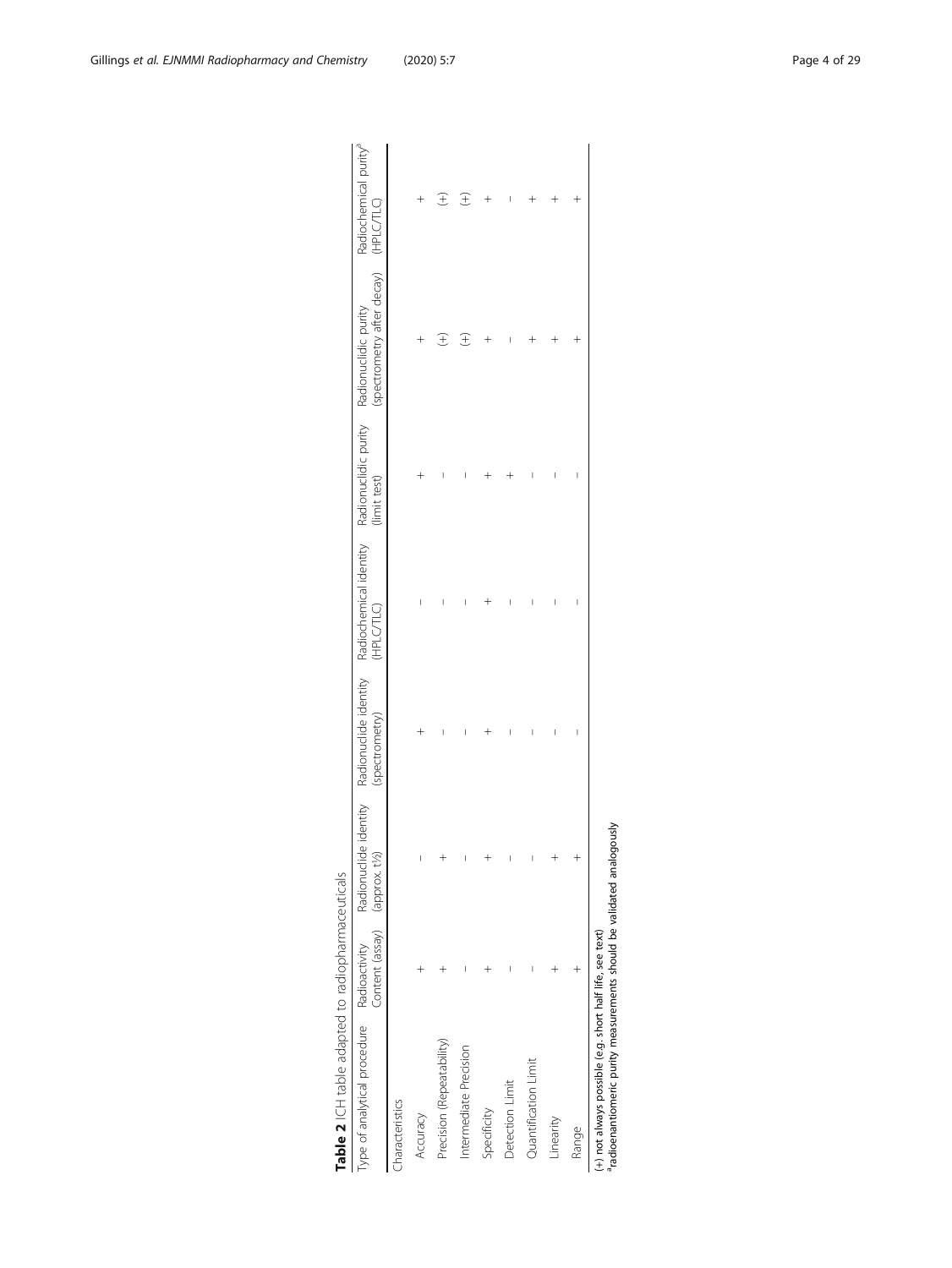**Table 2** ICH table adapted to radiopharmaceuticals

| Type of analytical procedure | Radioactivity Content (assay) | Radionuclide identity (approx. t½) | Radionuclide identity (spectrometry) | Radiochemical identity (HPLC/TLC) | Radionuclidic purity (limit test) | Radionuclidic purity (spectrometry after decay) | Radiochemical purity[a] (HPLC/TLC) |
|---|---|---|---|---|---|---|---|
| Characteristics | | | | | | | |
| Accuracy | + | – | + | – | + | + | + |
| Precision (Repeatability) | + | + | – | – | – | (+) | (+) |
| Intermediate Precision | – | – | – | – | – | (+) | (+) |
| Specificity | + | + | + | + | + | + | + |
| Detection Limit | – | – | – | – | + | – | – |
| Quantification Limit | – | – | – | – | – | + | + |
| Linearity | + | + | – | – | – | + | + |
| Range | + | + | – | – | – | + | + |

(+) not always possible (e.g. short half life, see text)
[a]radioenantiomeric purity measurements should be validated analogously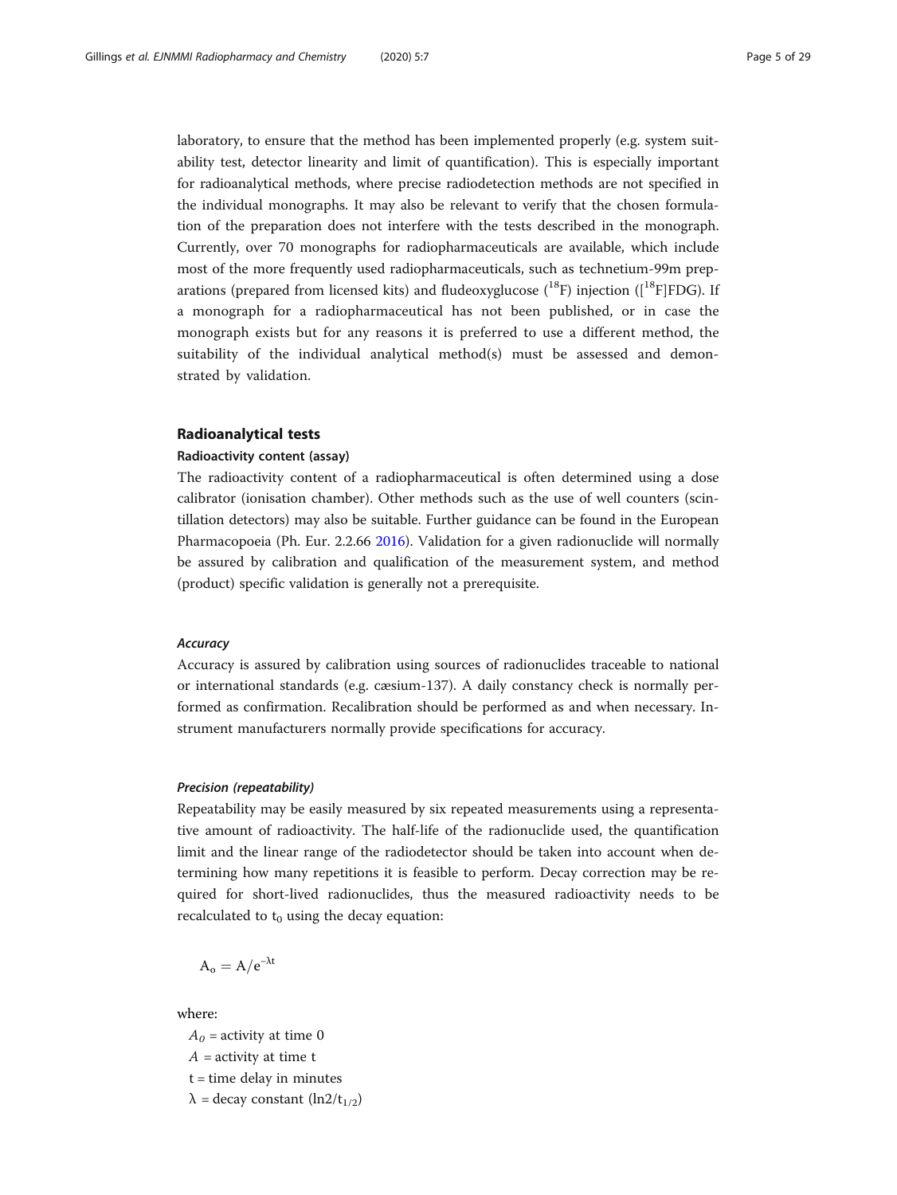laboratory, to ensure that the method has been implemented properly (e.g. system suitability test, detector linearity and limit of quantification). This is especially important for radioanalytical methods, where precise radiodetection methods are not specified in the individual monographs. It may also be relevant to verify that the chosen formulation of the preparation does not interfere with the tests described in the monograph. Currently, over 70 monographs for radiopharmaceuticals are available, which include most of the more frequently used radiopharmaceuticals, such as technetium-99m preparations (prepared from licensed kits) and fludeoxyglucose ($^{18}$F) injection ([$^{18}$F]FDG). If a monograph for a radiopharmaceutical has not been published, or in case the monograph exists but for any reasons it is preferred to use a different method, the suitability of the individual analytical method(s) must be assessed and demonstrated by validation.

## Radioanalytical tests

### Radioactivity content (assay)

The radioactivity content of a radiopharmaceutical is often determined using a dose calibrator (ionisation chamber). Other methods such as the use of well counters (scintillation detectors) may also be suitable. Further guidance can be found in the European Pharmacopoeia (Ph. Eur. 2.2.66 2016). Validation for a given radionuclide will normally be assured by calibration and qualification of the measurement system, and method (product) specific validation is generally not a prerequisite.

#### *Accuracy*

Accuracy is assured by calibration using sources of radionuclides traceable to national or international standards (e.g. cæsium-137). A daily constancy check is normally performed as confirmation. Recalibration should be performed as and when necessary. Instrument manufacturers normally provide specifications for accuracy.

#### *Precision (repeatability)*

Repeatability may be easily measured by six repeated measurements using a representative amount of radioactivity. The half-life of the radionuclide used, the quantification limit and the linear range of the radiodetector should be taken into account when determining how many repetitions it is feasible to perform. Decay correction may be required for short-lived radionuclides, thus the measured radioactivity needs to be recalculated to $t_0$ using the decay equation:

$$A_o = A/e^{-\lambda t}$$

where:

$A_0$ = activity at time 0
$A$ = activity at time t
t = time delay in minutes
$\lambda$ = decay constant ($\ln 2/t_{1/2}$)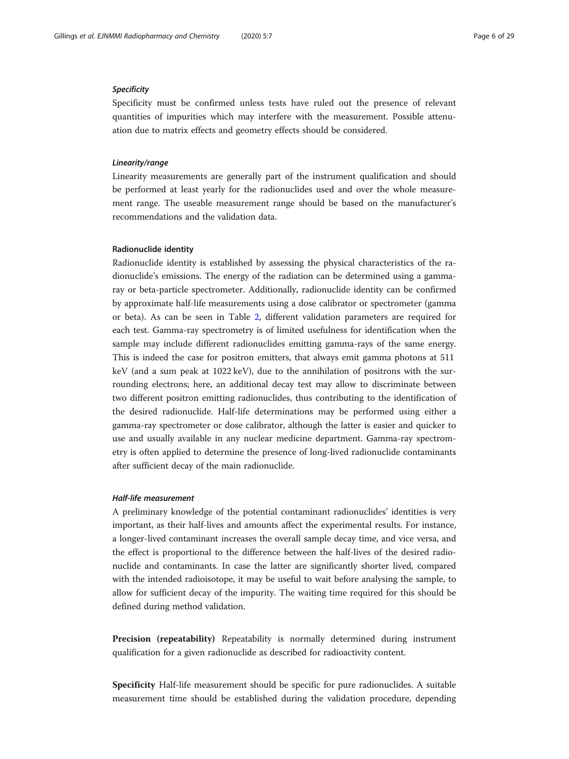#### *Specificity*

Specificity must be confirmed unless tests have ruled out the presence of relevant quantities of impurities which may interfere with the measurement. Possible attenuation due to matrix effects and geometry effects should be considered.

#### *Linearity/range*

Linearity measurements are generally part of the instrument qualification and should be performed at least yearly for the radionuclides used and over the whole measurement range. The useable measurement range should be based on the manufacturer's recommendations and the validation data.

### Radionuclide identity

Radionuclide identity is established by assessing the physical characteristics of the radionuclide's emissions. The energy of the radiation can be determined using a gamma-ray or beta-particle spectrometer. Additionally, radionuclide identity can be confirmed by approximate half-life measurements using a dose calibrator or spectrometer (gamma or beta). As can be seen in Table 2, different validation parameters are required for each test. Gamma-ray spectrometry is of limited usefulness for identification when the sample may include different radionuclides emitting gamma-rays of the same energy. This is indeed the case for positron emitters, that always emit gamma photons at 511 keV (and a sum peak at 1022 keV), due to the annihilation of positrons with the surrounding electrons; here, an additional decay test may allow to discriminate between two different positron emitting radionuclides, thus contributing to the identification of the desired radionuclide. Half-life determinations may be performed using either a gamma-ray spectrometer or dose calibrator, although the latter is easier and quicker to use and usually available in any nuclear medicine department. Gamma-ray spectrometry is often applied to determine the presence of long-lived radionuclide contaminants after sufficient decay of the main radionuclide.

#### *Half-life measurement*

A preliminary knowledge of the potential contaminant radionuclides' identities is very important, as their half-lives and amounts affect the experimental results. For instance, a longer-lived contaminant increases the overall sample decay time, and vice versa, and the effect is proportional to the difference between the half-lives of the desired radionuclide and contaminants. In case the latter are significantly shorter lived, compared with the intended radioisotope, it may be useful to wait before analysing the sample, to allow for sufficient decay of the impurity. The waiting time required for this should be defined during method validation.

**Precision (repeatability)** Repeatability is normally determined during instrument qualification for a given radionuclide as described for radioactivity content.

**Specificity** Half-life measurement should be specific for pure radionuclides. A suitable measurement time should be established during the validation procedure, depending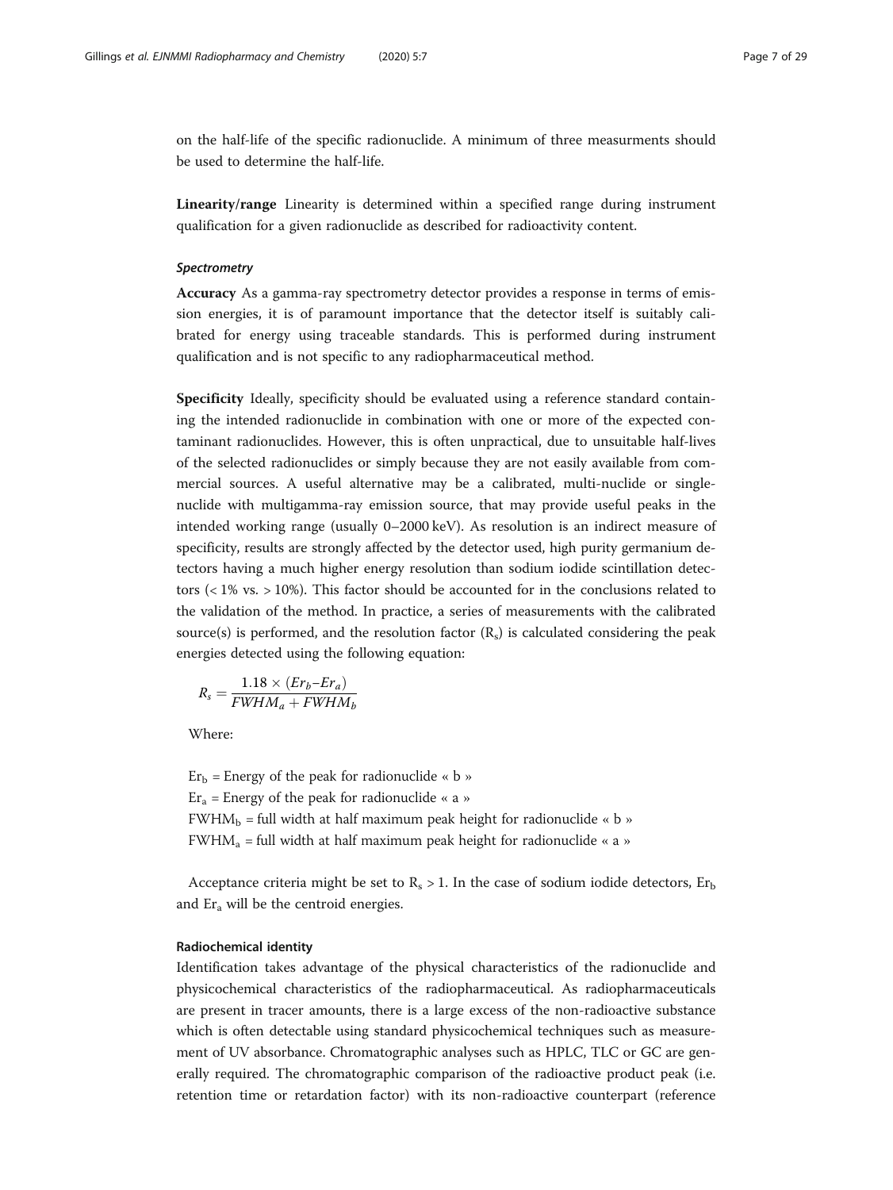on the half-life of the specific radionuclide. A minimum of three measurments should be used to determine the half-life.

**Linearity/range** Linearity is determined within a specified range during instrument qualification for a given radionuclide as described for radioactivity content.

#### *Spectrometry*

**Accuracy** As a gamma-ray spectrometry detector provides a response in terms of emission energies, it is of paramount importance that the detector itself is suitably calibrated for energy using traceable standards. This is performed during instrument qualification and is not specific to any radiopharmaceutical method.

**Specificity** Ideally, specificity should be evaluated using a reference standard containing the intended radionuclide in combination with one or more of the expected contaminant radionuclides. However, this is often unpractical, due to unsuitable half-lives of the selected radionuclides or simply because they are not easily available from commercial sources. A useful alternative may be a calibrated, multi-nuclide or single-nuclide with multigamma-ray emission source, that may provide useful peaks in the intended working range (usually 0–2000 keV). As resolution is an indirect measure of specificity, results are strongly affected by the detector used, high purity germanium detectors having a much higher energy resolution than sodium iodide scintillation detectors (< 1% vs. > 10%). This factor should be accounted for in the conclusions related to the validation of the method. In practice, a series of measurements with the calibrated source(s) is performed, and the resolution factor ($R_s$) is calculated considering the peak energies detected using the following equation:

$$R_s = \frac{1.18 \times (Er_b - Er_a)}{FWHM_a + FWHM_b}$$

Where:

$Er_b$ = Energy of the peak for radionuclide « b »
$Er_a$ = Energy of the peak for radionuclide « a »
$FWHM_b$ = full width at half maximum peak height for radionuclide « b »
$FWHM_a$ = full width at half maximum peak height for radionuclide « a »

Acceptance criteria might be set to $R_s > 1$. In the case of sodium iodide detectors, $Er_b$ and $Er_a$ will be the centroid energies.

### Radiochemical identity

Identification takes advantage of the physical characteristics of the radionuclide and physicochemical characteristics of the radiopharmaceutical. As radiopharmaceuticals are present in tracer amounts, there is a large excess of the non-radioactive substance which is often detectable using standard physicochemical techniques such as measurement of UV absorbance. Chromatographic analyses such as HPLC, TLC or GC are generally required. The chromatographic comparison of the radioactive product peak (i.e. retention time or retardation factor) with its non-radioactive counterpart (reference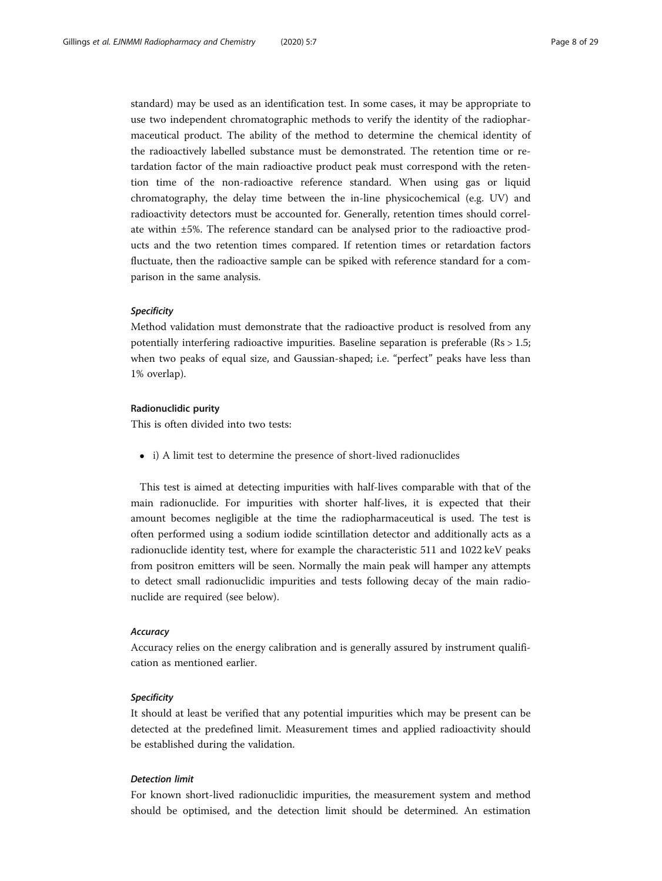standard) may be used as an identification test. In some cases, it may be appropriate to use two independent chromatographic methods to verify the identity of the radiopharmaceutical product. The ability of the method to determine the chemical identity of the radioactively labelled substance must be demonstrated. The retention time or retardation factor of the main radioactive product peak must correspond with the retention time of the non-radioactive reference standard. When using gas or liquid chromatography, the delay time between the in-line physicochemical (e.g. UV) and radioactivity detectors must be accounted for. Generally, retention times should correlate within ±5%. The reference standard can be analysed prior to the radioactive products and the two retention times compared. If retention times or retardation factors fluctuate, then the radioactive sample can be spiked with reference standard for a comparison in the same analysis.

#### *Specificity*

Method validation must demonstrate that the radioactive product is resolved from any potentially interfering radioactive impurities. Baseline separation is preferable ($Rs > 1.5$; when two peaks of equal size, and Gaussian-shaped; i.e. "perfect" peaks have less than 1% overlap).

### Radionuclidic purity

This is often divided into two tests:

- i) A limit test to determine the presence of short-lived radionuclides

This test is aimed at detecting impurities with half-lives comparable with that of the main radionuclide. For impurities with shorter half-lives, it is expected that their amount becomes negligible at the time the radiopharmaceutical is used. The test is often performed using a sodium iodide scintillation detector and additionally acts as a radionuclide identity test, where for example the characteristic 511 and 1022 keV peaks from positron emitters will be seen. Normally the main peak will hamper any attempts to detect small radionuclidic impurities and tests following decay of the main radionuclide are required (see below).

#### *Accuracy*

Accuracy relies on the energy calibration and is generally assured by instrument qualification as mentioned earlier.

#### *Specificity*

It should at least be verified that any potential impurities which may be present can be detected at the predefined limit. Measurement times and applied radioactivity should be established during the validation.

#### *Detection limit*

For known short-lived radionuclidic impurities, the measurement system and method should be optimised, and the detection limit should be determined. An estimation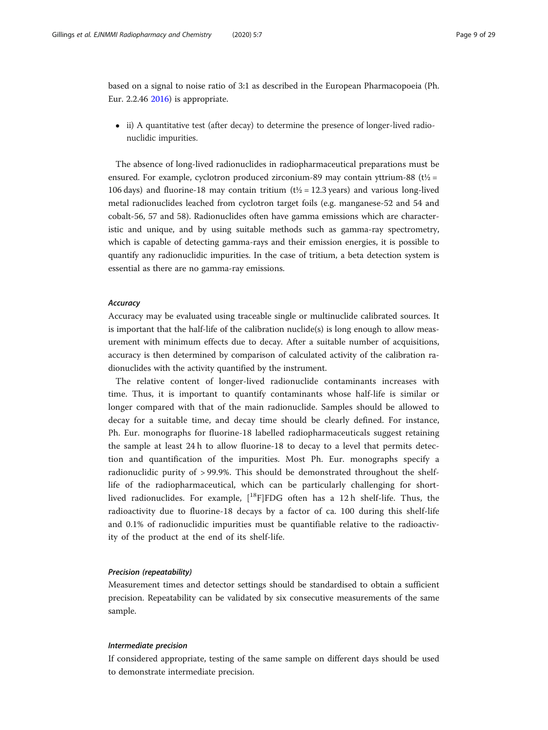based on a signal to noise ratio of 3:1 as described in the European Pharmacopoeia (Ph. Eur. 2.2.46 2016) is appropriate.

- ii) A quantitative test (after decay) to determine the presence of longer-lived radionuclidic impurities.

The absence of long-lived radionuclides in radiopharmaceutical preparations must be ensured. For example, cyclotron produced zirconium-89 may contain yttrium-88 ($t_{½}$ = 106 days) and fluorine-18 may contain tritium ($t_{½}$ = 12.3 years) and various long-lived metal radionuclides leached from cyclotron target foils (e.g. manganese-52 and 54 and cobalt-56, 57 and 58). Radionuclides often have gamma emissions which are characteristic and unique, and by using suitable methods such as gamma-ray spectrometry, which is capable of detecting gamma-rays and their emission energies, it is possible to quantify any radionuclidic impurities. In the case of tritium, a beta detection system is essential as there are no gamma-ray emissions.

#### *Accuracy*

Accuracy may be evaluated using traceable single or multinuclide calibrated sources. It is important that the half-life of the calibration nuclide(s) is long enough to allow measurement with minimum effects due to decay. After a suitable number of acquisitions, accuracy is then determined by comparison of calculated activity of the calibration radionuclides with the activity quantified by the instrument.

The relative content of longer-lived radionuclide contaminants increases with time. Thus, it is important to quantify contaminants whose half-life is similar or longer compared with that of the main radionuclide. Samples should be allowed to decay for a suitable time, and decay time should be clearly defined. For instance, Ph. Eur. monographs for fluorine-18 labelled radiopharmaceuticals suggest retaining the sample at least 24 h to allow fluorine-18 to decay to a level that permits detection and quantification of the impurities. Most Ph. Eur. monographs specify a radionuclidic purity of > 99.9%. This should be demonstrated throughout the shelf-life of the radiopharmaceutical, which can be particularly challenging for short-lived radionuclides. For example, [$^{18}$F]FDG often has a 12 h shelf-life. Thus, the radioactivity due to fluorine-18 decays by a factor of ca. 100 during this shelf-life and 0.1% of radionuclidic impurities must be quantifiable relative to the radioactivity of the product at the end of its shelf-life.

#### *Precision (repeatability)*

Measurement times and detector settings should be standardised to obtain a sufficient precision. Repeatability can be validated by six consecutive measurements of the same sample.

#### *Intermediate precision*

If considered appropriate, testing of the same sample on different days should be used to demonstrate intermediate precision.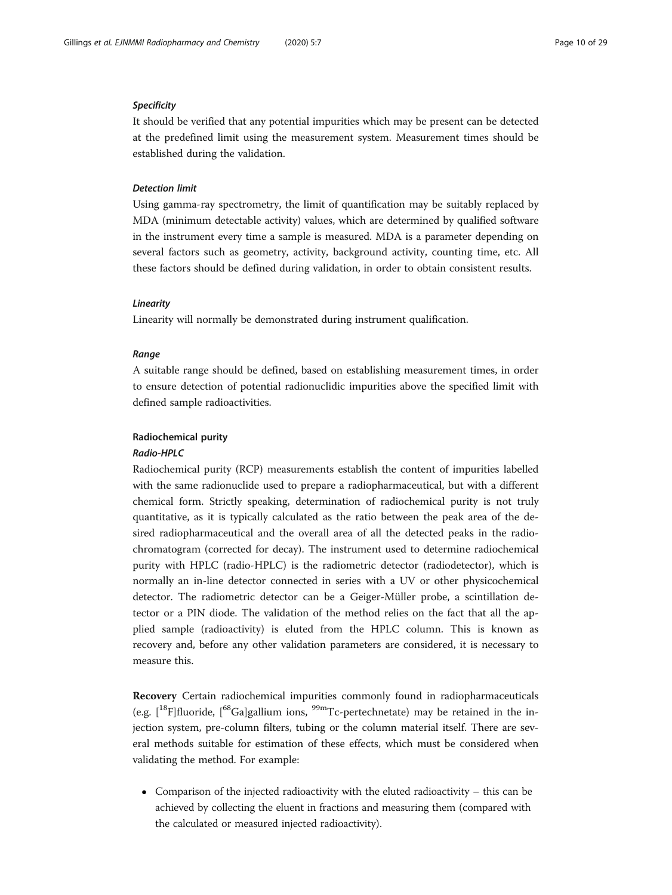#### *Specificity*

It should be verified that any potential impurities which may be present can be detected at the predefined limit using the measurement system. Measurement times should be established during the validation.

#### *Detection limit*

Using gamma-ray spectrometry, the limit of quantification may be suitably replaced by MDA (minimum detectable activity) values, which are determined by qualified software in the instrument every time a sample is measured. MDA is a parameter depending on several factors such as geometry, activity, background activity, counting time, etc. All these factors should be defined during validation, in order to obtain consistent results.

#### *Linearity*

Linearity will normally be demonstrated during instrument qualification.

#### *Range*

A suitable range should be defined, based on establishing measurement times, in order to ensure detection of potential radionuclidic impurities above the specified limit with defined sample radioactivities.

### Radiochemical purity

#### *Radio-HPLC*

Radiochemical purity (RCP) measurements establish the content of impurities labelled with the same radionuclide used to prepare a radiopharmaceutical, but with a different chemical form. Strictly speaking, determination of radiochemical purity is not truly quantitative, as it is typically calculated as the ratio between the peak area of the desired radiopharmaceutical and the overall area of all the detected peaks in the radiochromatogram (corrected for decay). The instrument used to determine radiochemical purity with HPLC (radio-HPLC) is the radiometric detector (radiodetector), which is normally an in-line detector connected in series with a UV or other physicochemical detector. The radiometric detector can be a Geiger-Müller probe, a scintillation detector or a PIN diode. The validation of the method relies on the fact that all the applied sample (radioactivity) is eluted from the HPLC column. This is known as recovery and, before any other validation parameters are considered, it is necessary to measure this.

**Recovery** Certain radiochemical impurities commonly found in radiopharmaceuticals (e.g. [$^{18}$F]fluoride, [$^{68}$Ga]gallium ions, $^{99m}$Tc-pertechnetate) may be retained in the injection system, pre-column filters, tubing or the column material itself. There are several methods suitable for estimation of these effects, which must be considered when validating the method. For example:

- Comparison of the injected radioactivity with the eluted radioactivity – this can be achieved by collecting the eluent in fractions and measuring them (compared with the calculated or measured injected radioactivity).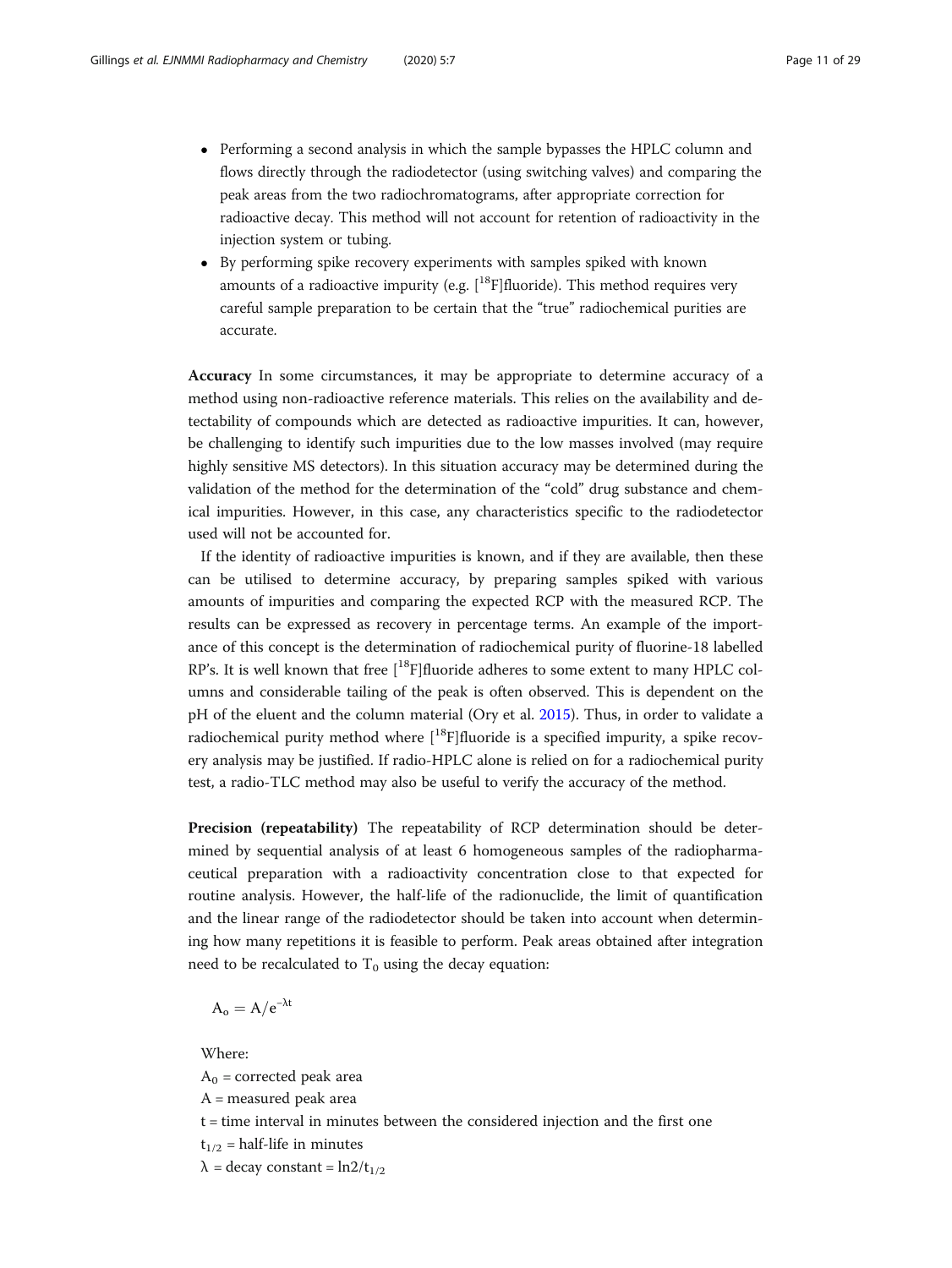- Performing a second analysis in which the sample bypasses the HPLC column and flows directly through the radiodetector (using switching valves) and comparing the peak areas from the two radiochromatograms, after appropriate correction for radioactive decay. This method will not account for retention of radioactivity in the injection system or tubing.
- By performing spike recovery experiments with samples spiked with known amounts of a radioactive impurity (e.g. [$^{18}$F]fluoride). This method requires very careful sample preparation to be certain that the "true" radiochemical purities are accurate.

**Accuracy** In some circumstances, it may be appropriate to determine accuracy of a method using non-radioactive reference materials. This relies on the availability and detectability of compounds which are detected as radioactive impurities. It can, however, be challenging to identify such impurities due to the low masses involved (may require highly sensitive MS detectors). In this situation accuracy may be determined during the validation of the method for the determination of the "cold" drug substance and chemical impurities. However, in this case, any characteristics specific to the radiodetector used will not be accounted for.

If the identity of radioactive impurities is known, and if they are available, then these can be utilised to determine accuracy, by preparing samples spiked with various amounts of impurities and comparing the expected RCP with the measured RCP. The results can be expressed as recovery in percentage terms. An example of the importance of this concept is the determination of radiochemical purity of fluorine-18 labelled RP's. It is well known that free [$^{18}$F]fluoride adheres to some extent to many HPLC columns and considerable tailing of the peak is often observed. This is dependent on the pH of the eluent and the column material (Ory et al. 2015). Thus, in order to validate a radiochemical purity method where [$^{18}$F]fluoride is a specified impurity, a spike recovery analysis may be justified. If radio-HPLC alone is relied on for a radiochemical purity test, a radio-TLC method may also be useful to verify the accuracy of the method.

**Precision (repeatability)** The repeatability of RCP determination should be determined by sequential analysis of at least 6 homogeneous samples of the radiopharmaceutical preparation with a radioactivity concentration close to that expected for routine analysis. However, the half-life of the radionuclide, the limit of quantification and the linear range of the radiodetector should be taken into account when determining how many repetitions it is feasible to perform. Peak areas obtained after integration need to be recalculated to $T_0$ using the decay equation:

$$A_o = A/e^{-\lambda t}$$

Where:

$A_0$ = corrected peak area

A = measured peak area

t = time interval in minutes between the considered injection and the first one

$t_{1/2}$ = half-life in minutes

$\lambda$ = decay constant = $\ln 2/t_{1/2}$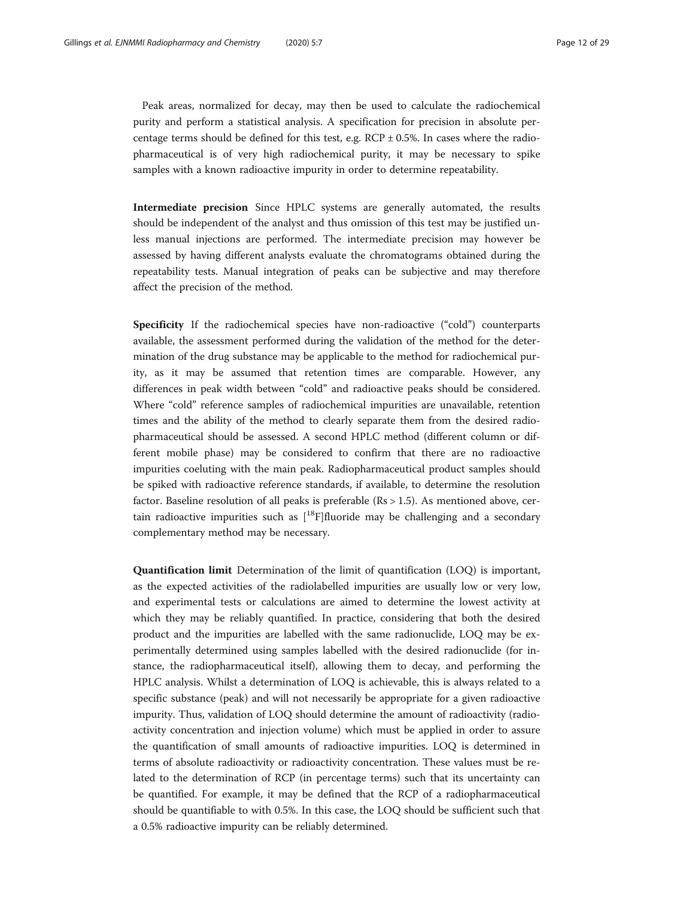Peak areas, normalized for decay, may then be used to calculate the radiochemical purity and perform a statistical analysis. A specification for precision in absolute percentage terms should be defined for this test, e.g. RCP ± 0.5%. In cases where the radiopharmaceutical is of very high radiochemical purity, it may be necessary to spike samples with a known radioactive impurity in order to determine repeatability.

**Intermediate precision** Since HPLC systems are generally automated, the results should be independent of the analyst and thus omission of this test may be justified unless manual injections are performed. The intermediate precision may however be assessed by having different analysts evaluate the chromatograms obtained during the repeatability tests. Manual integration of peaks can be subjective and may therefore affect the precision of the method.

**Specificity** If the radiochemical species have non-radioactive ("cold") counterparts available, the assessment performed during the validation of the method for the determination of the drug substance may be applicable to the method for radiochemical purity, as it may be assumed that retention times are comparable. However, any differences in peak width between "cold" and radioactive peaks should be considered. Where "cold" reference samples of radiochemical impurities are unavailable, retention times and the ability of the method to clearly separate them from the desired radiopharmaceutical should be assessed. A second HPLC method (different column or different mobile phase) may be considered to confirm that there are no radioactive impurities coeluting with the main peak. Radiopharmaceutical product samples should be spiked with radioactive reference standards, if available, to determine the resolution factor. Baseline resolution of all peaks is preferable (Rs > 1.5). As mentioned above, certain radioactive impurities such as [$^{18}$F]fluoride may be challenging and a secondary complementary method may be necessary.

**Quantification limit** Determination of the limit of quantification (LOQ) is important, as the expected activities of the radiolabelled impurities are usually low or very low, and experimental tests or calculations are aimed to determine the lowest activity at which they may be reliably quantified. In practice, considering that both the desired product and the impurities are labelled with the same radionuclide, LOQ may be experimentally determined using samples labelled with the desired radionuclide (for instance, the radiopharmaceutical itself), allowing them to decay, and performing the HPLC analysis. Whilst a determination of LOQ is achievable, this is always related to a specific substance (peak) and will not necessarily be appropriate for a given radioactive impurity. Thus, validation of LOQ should determine the amount of radioactivity (radioactivity concentration and injection volume) which must be applied in order to assure the quantification of small amounts of radioactive impurities. LOQ is determined in terms of absolute radioactivity or radioactivity concentration. These values must be related to the determination of RCP (in percentage terms) such that its uncertainty can be quantified. For example, it may be defined that the RCP of a radiopharmaceutical should be quantifiable to with 0.5%. In this case, the LOQ should be sufficient such that a 0.5% radioactive impurity can be reliably determined.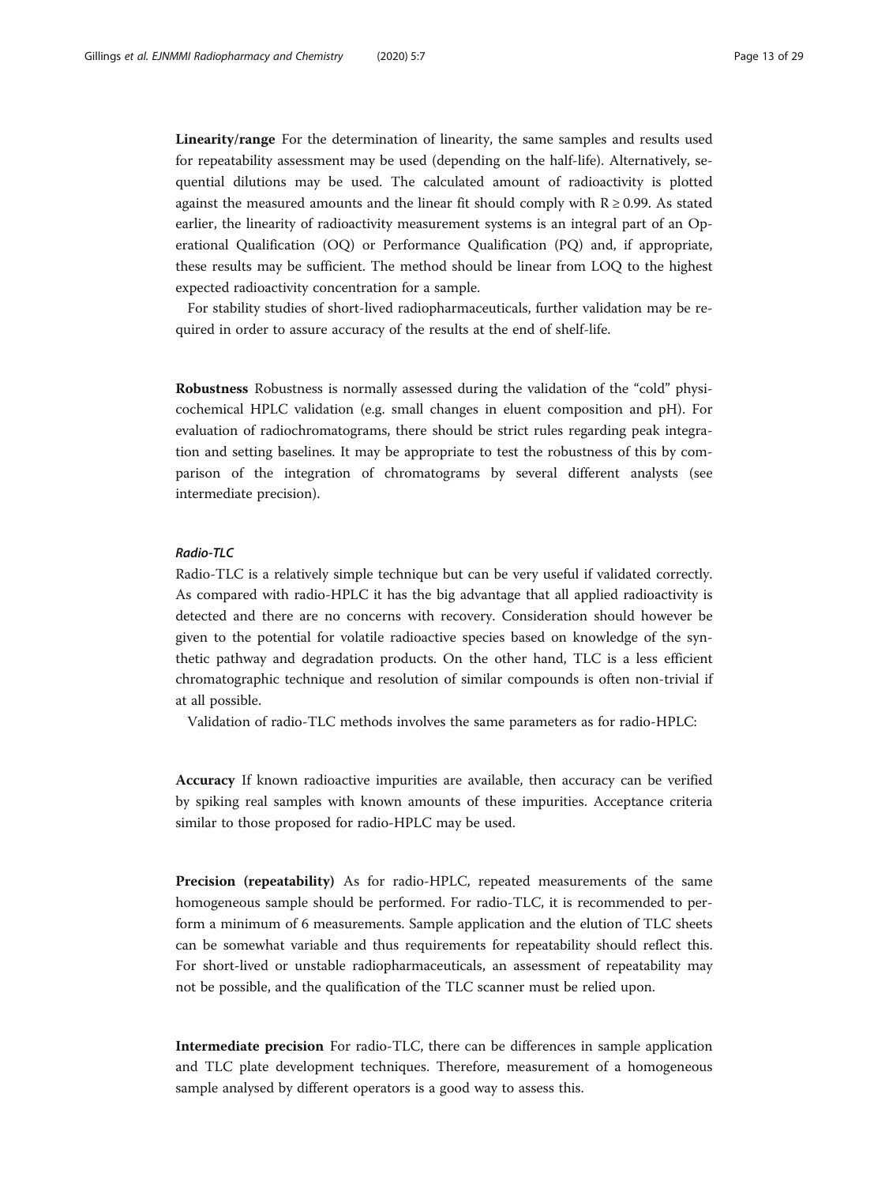**Linearity/range** For the determination of linearity, the same samples and results used for repeatability assessment may be used (depending on the half-life). Alternatively, sequential dilutions may be used. The calculated amount of radioactivity is plotted against the measured amounts and the linear fit should comply with $R \geq 0.99$. As stated earlier, the linearity of radioactivity measurement systems is an integral part of an Operational Qualification (OQ) or Performance Qualification (PQ) and, if appropriate, these results may be sufficient. The method should be linear from LOQ to the highest expected radioactivity concentration for a sample.

For stability studies of short-lived radiopharmaceuticals, further validation may be required in order to assure accuracy of the results at the end of shelf-life.

**Robustness** Robustness is normally assessed during the validation of the "cold" physicochemical HPLC validation (e.g. small changes in eluent composition and pH). For evaluation of radiochromatograms, there should be strict rules regarding peak integration and setting baselines. It may be appropriate to test the robustness of this by comparison of the integration of chromatograms by several different analysts (see intermediate precision).

#### *Radio-TLC*

Radio-TLC is a relatively simple technique but can be very useful if validated correctly. As compared with radio-HPLC it has the big advantage that all applied radioactivity is detected and there are no concerns with recovery. Consideration should however be given to the potential for volatile radioactive species based on knowledge of the synthetic pathway and degradation products. On the other hand, TLC is a less efficient chromatographic technique and resolution of similar compounds is often non-trivial if at all possible.

Validation of radio-TLC methods involves the same parameters as for radio-HPLC:

**Accuracy** If known radioactive impurities are available, then accuracy can be verified by spiking real samples with known amounts of these impurities. Acceptance criteria similar to those proposed for radio-HPLC may be used.

**Precision (repeatability)** As for radio-HPLC, repeated measurements of the same homogeneous sample should be performed. For radio-TLC, it is recommended to perform a minimum of 6 measurements. Sample application and the elution of TLC sheets can be somewhat variable and thus requirements for repeatability should reflect this. For short-lived or unstable radiopharmaceuticals, an assessment of repeatability may not be possible, and the qualification of the TLC scanner must be relied upon.

**Intermediate precision** For radio-TLC, there can be differences in sample application and TLC plate development techniques. Therefore, measurement of a homogeneous sample analysed by different operators is a good way to assess this.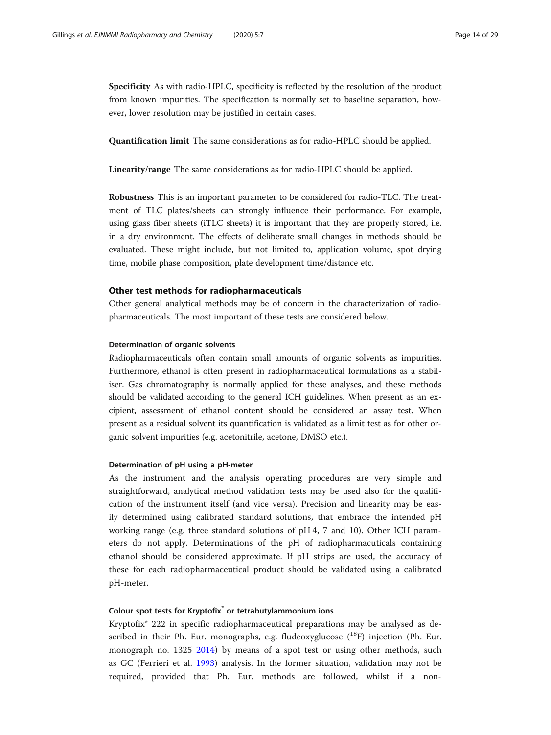**Specificity** As with radio-HPLC, specificity is reflected by the resolution of the product from known impurities. The specification is normally set to baseline separation, however, lower resolution may be justified in certain cases.

**Quantification limit** The same considerations as for radio-HPLC should be applied.

**Linearity/range** The same considerations as for radio-HPLC should be applied.

**Robustness** This is an important parameter to be considered for radio-TLC. The treatment of TLC plates/sheets can strongly influence their performance. For example, using glass fiber sheets (iTLC sheets) it is important that they are properly stored, i.e. in a dry environment. The effects of deliberate small changes in methods should be evaluated. These might include, but not limited to, application volume, spot drying time, mobile phase composition, plate development time/distance etc.

## Other test methods for radiopharmaceuticals

Other general analytical methods may be of concern in the characterization of radiopharmaceuticals. The most important of these tests are considered below.

### Determination of organic solvents

Radiopharmaceuticals often contain small amounts of organic solvents as impurities. Furthermore, ethanol is often present in radiopharmaceutical formulations as a stabiliser. Gas chromatography is normally applied for these analyses, and these methods should be validated according to the general ICH guidelines. When present as an excipient, assessment of ethanol content should be considered an assay test. When present as a residual solvent its quantification is validated as a limit test as for other organic solvent impurities (e.g. acetonitrile, acetone, DMSO etc.).

### Determination of pH using a pH-meter

As the instrument and the analysis operating procedures are very simple and straightforward, analytical method validation tests may be used also for the qualification of the instrument itself (and vice versa). Precision and linearity may be easily determined using calibrated standard solutions, that embrace the intended pH working range (e.g. three standard solutions of pH 4, 7 and 10). Other ICH parameters do not apply. Determinations of the pH of radiopharmacuticals containing ethanol should be considered approximate. If pH strips are used, the accuracy of these for each radiopharmaceutical product should be validated using a calibrated pH-meter.

### Colour spot tests for Kryptofix® or tetrabutylammonium ions

Kryptofix® 222 in specific radiopharmaceutical preparations may be analysed as described in their Ph. Eur. monographs, e.g. fludeoxyglucose ($^{18}$F) injection (Ph. Eur. monograph no. 1325 2014) by means of a spot test or using other methods, such as GC (Ferrieri et al. 1993) analysis. In the former situation, validation may not be required, provided that Ph. Eur. methods are followed, whilst if a non-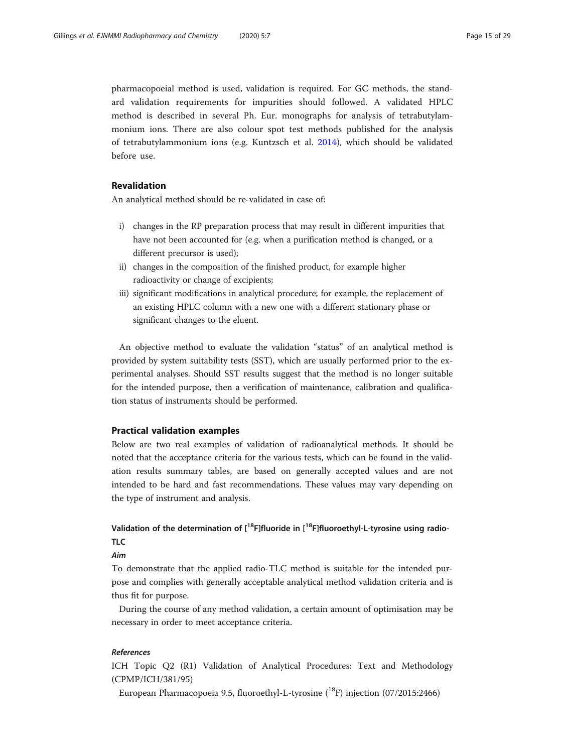pharmacopoeial method is used, validation is required. For GC methods, the standard validation requirements for impurities should followed. A validated HPLC method is described in several Ph. Eur. monographs for analysis of tetrabutylammonium ions. There are also colour spot test methods published for the analysis of tetrabutylammonium ions (e.g. Kuntzsch et al. 2014), which should be validated before use.

## Revalidation

An analytical method should be re-validated in case of:

i) changes in the RP preparation process that may result in different impurities that have not been accounted for (e.g. when a purification method is changed, or a different precursor is used);
ii) changes in the composition of the finished product, for example higher radioactivity or change of excipients;
iii) significant modifications in analytical procedure; for example, the replacement of an existing HPLC column with a new one with a different stationary phase or significant changes to the eluent.

An objective method to evaluate the validation "status" of an analytical method is provided by system suitability tests (SST), which are usually performed prior to the experimental analyses. Should SST results suggest that the method is no longer suitable for the intended purpose, then a verification of maintenance, calibration and qualification status of instruments should be performed.

## Practical validation examples

Below are two real examples of validation of radioanalytical methods. It should be noted that the acceptance criteria for the various tests, which can be found in the validation results summary tables, are based on generally accepted values and are not intended to be hard and fast recommendations. These values may vary depending on the type of instrument and analysis.

### Validation of the determination of [$^{18}$F]fluoride in [$^{18}$F]fluoroethyl-L-tyrosine using radio-TLC

#### *Aim*

To demonstrate that the applied radio-TLC method is suitable for the intended purpose and complies with generally acceptable analytical method validation criteria and is thus fit for purpose.

During the course of any method validation, a certain amount of optimisation may be necessary in order to meet acceptance criteria.

#### *References*

ICH Topic Q2 (R1) Validation of Analytical Procedures: Text and Methodology (CPMP/ICH/381/95)

European Pharmacopoeia 9.5, fluoroethyl-L-tyrosine ($^{18}$F) injection (07/2015:2466)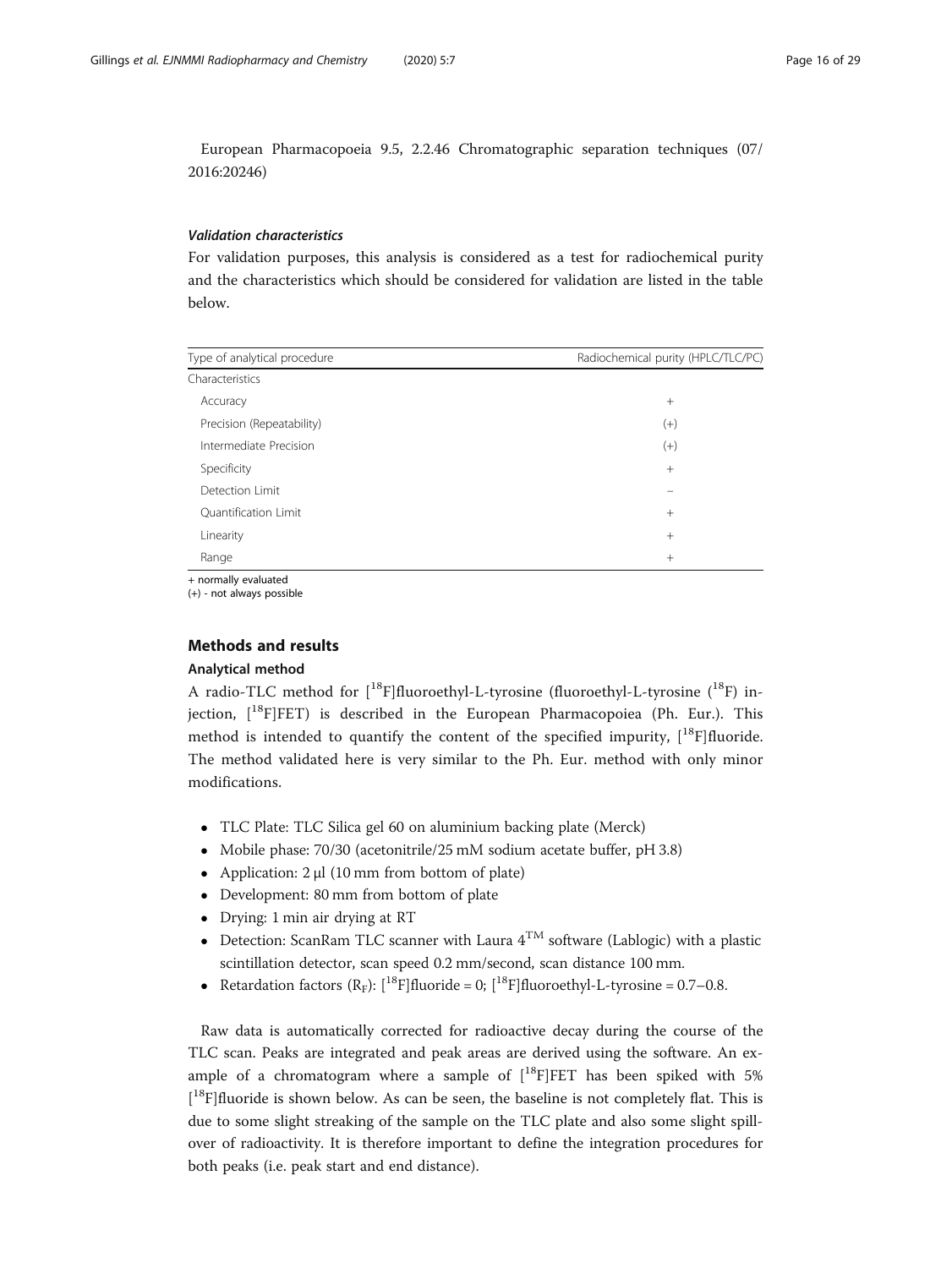European Pharmacopoeia 9.5, 2.2.46 Chromatographic separation techniques (07/2016:20246)

#### *Validation characteristics*

For validation purposes, this analysis is considered as a test for radiochemical purity and the characteristics which should be considered for validation are listed in the table below.

| Type of analytical procedure | Radiochemical purity (HPLC/TLC/PC) |
|---|---|
| Characteristics | |
| Accuracy | + |
| Precision (Repeatability) | (+) |
| Intermediate Precision | (+) |
| Specificity | + |
| Detection Limit | – |
| Quantification Limit | + |
| Linearity | + |
| Range | + |

+ normally evaluated
(+) - not always possible

## Methods and results

### Analytical method

A radio-TLC method for [$^{18}$F]fluoroethyl-L-tyrosine (fluoroethyl-L-tyrosine ($^{18}$F) injection, [$^{18}$F]FET) is described in the European Pharmacopoiea (Ph. Eur.). This method is intended to quantify the content of the specified impurity, [$^{18}$F]fluoride. The method validated here is very similar to the Ph. Eur. method with only minor modifications.

- TLC Plate: TLC Silica gel 60 on aluminium backing plate (Merck)
- Mobile phase: 70/30 (acetonitrile/25 mM sodium acetate buffer, pH 3.8)
- Application: 2 μl (10 mm from bottom of plate)
- Development: 80 mm from bottom of plate
- Drying: 1 min air drying at RT
- Detection: ScanRam TLC scanner with Laura 4$^{TM}$ software (Lablogic) with a plastic scintillation detector, scan speed 0.2 mm/second, scan distance 100 mm.
- Retardation factors ($R_F$): [$^{18}$F]fluoride = 0; [$^{18}$F]fluoroethyl-L-tyrosine = 0.7–0.8.

Raw data is automatically corrected for radioactive decay during the course of the TLC scan. Peaks are integrated and peak areas are derived using the software. An example of a chromatogram where a sample of [$^{18}$F]FET has been spiked with 5% [$^{18}$F]fluoride is shown below. As can be seen, the baseline is not completely flat. This is due to some slight streaking of the sample on the TLC plate and also some slight spill-over of radioactivity. It is therefore important to define the integration procedures for both peaks (i.e. peak start and end distance).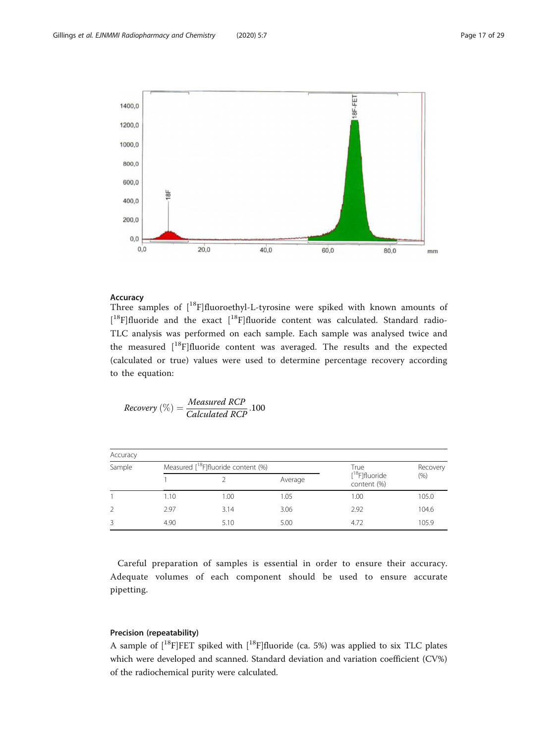1400,0
1200,0
1000,0
800,0
600,0
400,0
200,0
0,0
0,0
20,0
40,0
60,0
80,0
mm
18F
18F-FET

### Accuracy

Three samples of [$^{18}$F]fluoroethyl-L-tyrosine were spiked with known amounts of [$^{18}$F]fluoride and the exact [$^{18}$F]fluoride content was calculated. Standard radio-TLC analysis was performed on each sample. Each sample was analysed twice and the measured [$^{18}$F]fluoride content was averaged. The results and the expected (calculated or true) values were used to determine percentage recovery according to the equation:

$$Recovery\ (\%) = \frac{Measured\ RCP}{Calculated\ RCP}.100$$

| Accuracy | | | | | |
|---|---|---|---|---|---|
| Sample | Measured [$^{18}$F]fluoride content (%) | | | True [$^{18}$F]fluoride content (%) | Recovery (%) |
| | 1 | 2 | Average | | |
| 1 | 1.10 | 1.00 | 1.05 | 1.00 | 105.0 |
| 2 | 2.97 | 3.14 | 3.06 | 2.92 | 104.6 |
| 3 | 4.90 | 5.10 | 5.00 | 4.72 | 105.9 |

Careful preparation of samples is essential in order to ensure their accuracy. Adequate volumes of each component should be used to ensure accurate pipetting.

### Precision (repeatability)

A sample of [$^{18}$F]FET spiked with [$^{18}$F]fluoride (ca. 5%) was applied to six TLC plates which were developed and scanned. Standard deviation and variation coefficient (CV%) of the radiochemical purity were calculated.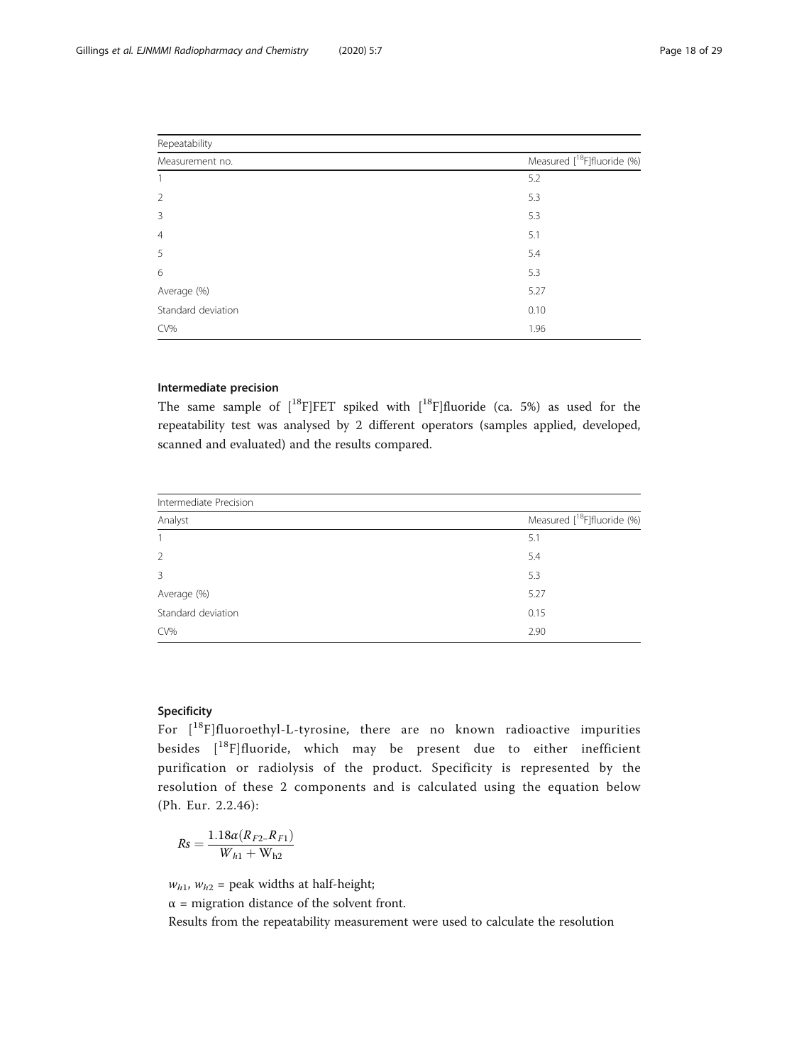| Repeatability | |
|---|---|
| Measurement no. | Measured [$^{18}$F]fluoride (%) |
| 1 | 5.2 |
| 2 | 5.3 |
| 3 | 5.3 |
| 4 | 5.1 |
| 5 | 5.4 |
| 6 | 5.3 |
| Average (%) | 5.27 |
| Standard deviation | 0.10 |
| CV% | 1.96 |

### Intermediate precision

The same sample of [$^{18}$F]FET spiked with [$^{18}$F]fluoride (ca. 5%) as used for the repeatability test was analysed by 2 different operators (samples applied, developed, scanned and evaluated) and the results compared.

| Intermediate Precision | |
|---|---|
| Analyst | Measured [$^{18}$F]fluoride (%) |
| 1 | 5.1 |
| 2 | 5.4 |
| 3 | 5.3 |
| Average (%) | 5.27 |
| Standard deviation | 0.15 |
| CV% | 2.90 |

### Specificity

For [$^{18}$F]fluoroethyl-L-tyrosine, there are no known radioactive impurities besides [$^{18}$F]fluoride, which may be present due to either inefficient purification or radiolysis of the product. Specificity is represented by the resolution of these 2 components and is calculated using the equation below (Ph. Eur. 2.2.46):

$$Rs = \frac{1.18\alpha(R_{F2-}R_{F1})}{W_{h1} + \mathrm{W}_{\mathrm{h2}}}$$

$w_{h1}$, $w_{h2}$ = peak widths at half-height;

α = migration distance of the solvent front.

Results from the repeatability measurement were used to calculate the resolution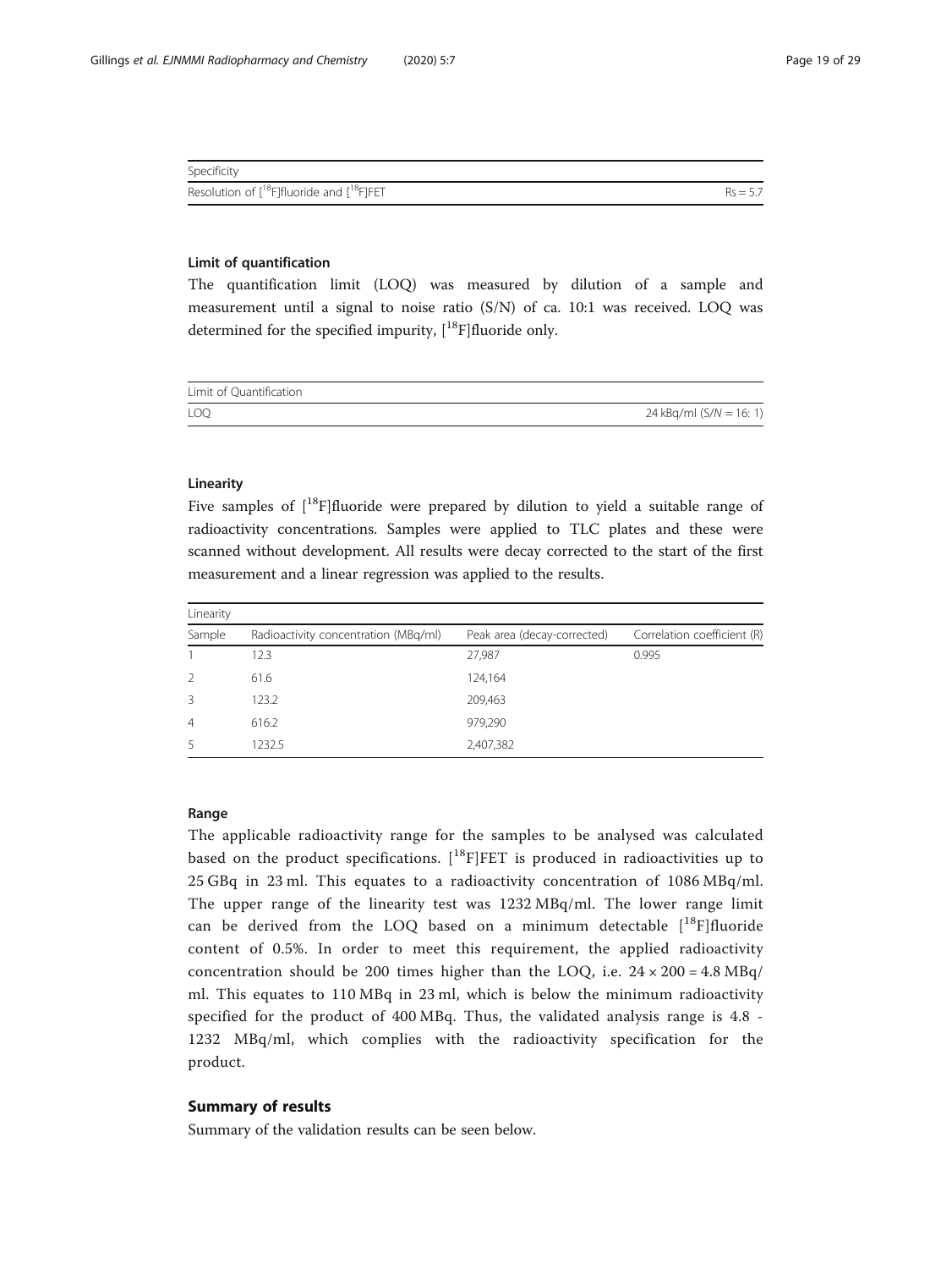| Specificity | |
|---|---|
| Resolution of [$^{18}$F]fluoride and [$^{18}$F]FET | Rs = 5.7 |

### Limit of quantification

The quantification limit (LOQ) was measured by dilution of a sample and measurement until a signal to noise ratio (S/N) of ca. 10:1 was received. LOQ was determined for the specified impurity, [$^{18}$F]fluoride only.

| Limit of Quantification | |
|---|---|
| LOQ | 24 kBq/ml (S/N = 16: 1) |

### Linearity

Five samples of [$^{18}$F]fluoride were prepared by dilution to yield a suitable range of radioactivity concentrations. Samples were applied to TLC plates and these were scanned without development. All results were decay corrected to the start of the first measurement and a linear regression was applied to the results.

| Linearity | | | |
|---|---|---|---|
| Sample | Radioactivity concentration (MBq/ml) | Peak area (decay-corrected) | Correlation coefficient (R) |
| 1 | 12.3 | 27,987 | 0.995 |
| 2 | 61.6 | 124,164 | |
| 3 | 123.2 | 209,463 | |
| 4 | 616.2 | 979,290 | |
| 5 | 1232.5 | 2,407,382 | |

### Range

The applicable radioactivity range for the samples to be analysed was calculated based on the product specifications. [$^{18}$F]FET is produced in radioactivities up to 25 GBq in 23 ml. This equates to a radioactivity concentration of 1086 MBq/ml. The upper range of the linearity test was 1232 MBq/ml. The lower range limit can be derived from the LOQ based on a minimum detectable [$^{18}$F]fluoride content of 0.5%. In order to meet this requirement, the applied radioactivity concentration should be 200 times higher than the LOQ, i.e. $24 \times 200 = 4.8$ MBq/ml. This equates to 110 MBq in 23 ml, which is below the minimum radioactivity specified for the product of 400 MBq. Thus, the validated analysis range is 4.8 - 1232 MBq/ml, which complies with the radioactivity specification for the product.

## Summary of results

Summary of the validation results can be seen below.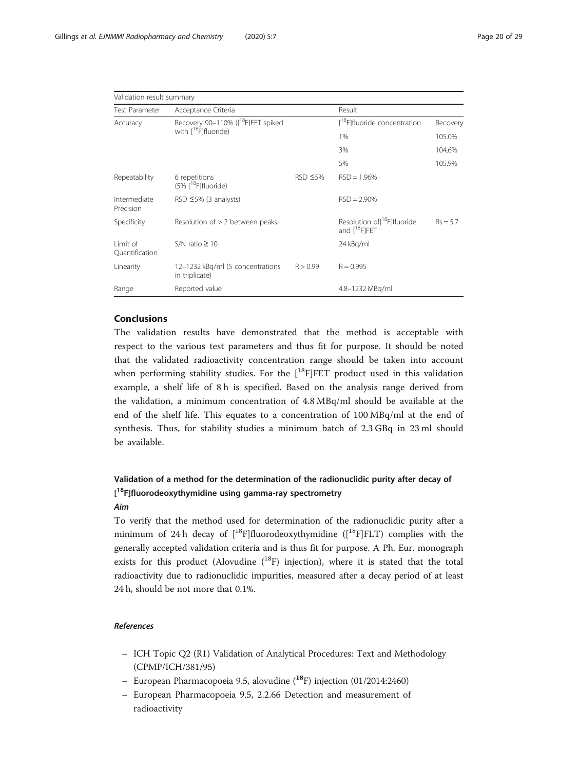| Validation result summary | | | | |
|---|---|---|---|---|
| Test Parameter | Acceptance Criteria | | Result | |
| Accuracy | Recovery 90–110% ([$^{18}$F]FET spiked with [$^{18}$F]fluoride) | | [$^{18}$F]fluoride concentration | Recovery |
| | | | 1% | 105.0% |
| | | | 3% | 104.6% |
| | | | 5% | 105.9% |
| Repeatability | 6 repetitions (5% [$^{18}$F]fluoride) | RSD ≤5% | RSD = 1.96% | |
| Intermediate Precision | RSD ≤5% (3 analysts) | | RSD = 2.90% | |
| Specificity | Resolution of > 2 between peaks | | Resolution of[$^{18}$F]fluoride and [$^{18}$F]FET | Rs = 5.7 |
| Limit of Quantification | S/N ratio ≥ 10 | | 24 kBq/ml | |
| Linearity | 12–1232 kBq/ml (5 concentrations in triplicate) | R > 0.99 | R = 0.995 | |
| Range | Reported value | | 4.8–1232 MBq/ml | |

## Conclusions

The validation results have demonstrated that the method is acceptable with respect to the various test parameters and thus fit for purpose. It should be noted that the validated radioactivity concentration range should be taken into account when performing stability studies. For the [$^{18}$F]FET product used in this validation example, a shelf life of 8 h is specified. Based on the analysis range derived from the validation, a minimum concentration of 4.8 MBq/ml should be available at the end of the shelf life. This equates to a concentration of 100 MBq/ml at the end of synthesis. Thus, for stability studies a minimum batch of 2.3 GBq in 23 ml should be available.

## Validation of a method for the determination of the radionuclidic purity after decay of [$^{18}$F]fluorodeoxythymidine using gamma-ray spectrometry

### *Aim*

To verify that the method used for determination of the radionuclidic purity after a minimum of 24 h decay of [$^{18}$F]fluorodeoxythymidine ([$^{18}$F]FLT) complies with the generally accepted validation criteria and is thus fit for purpose. A Ph. Eur. monograph exists for this product (Alovudine ($^{18}$F) injection), where it is stated that the total radioactivity due to radionuclidic impurities, measured after a decay period of at least 24 h, should be not more that 0.1%.

### *References*

- ICH Topic Q2 (R1) Validation of Analytical Procedures: Text and Methodology (CPMP/ICH/381/95)
- European Pharmacopoeia 9.5, alovudine ($^{18}$F) injection (01/2014:2460)
- European Pharmacopoeia 9.5, 2.2.66 Detection and measurement of radioactivity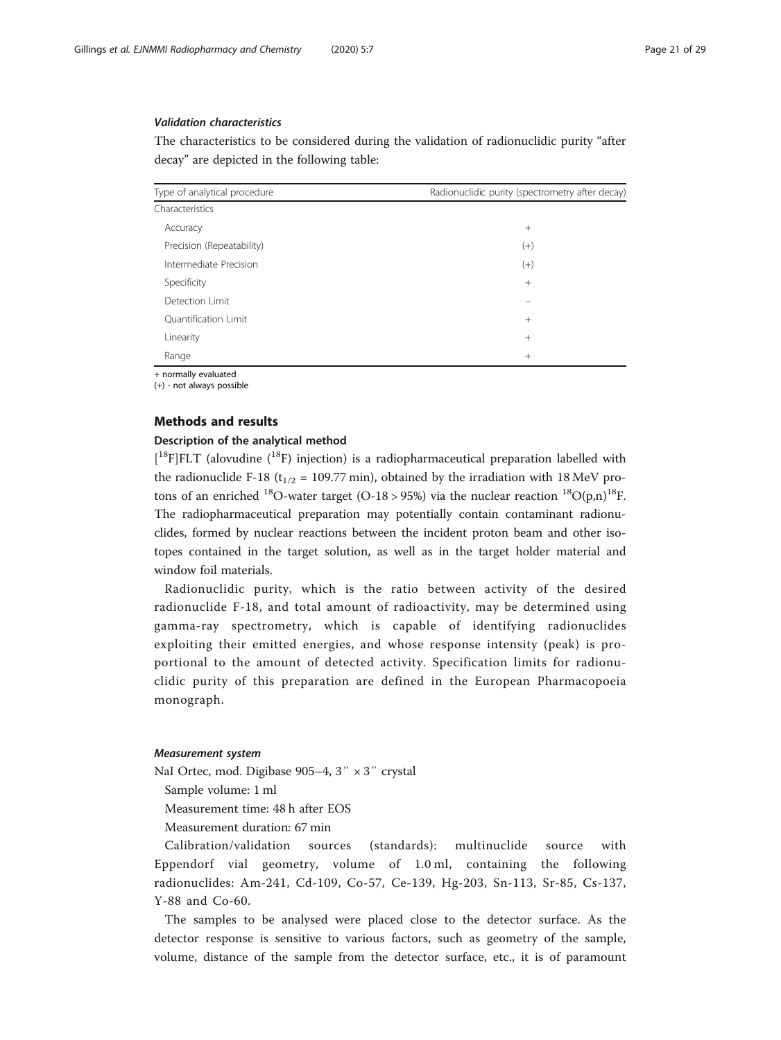#### *Validation characteristics*

The characteristics to be considered during the validation of radionuclidic purity "after decay" are depicted in the following table:

| Type of analytical procedure | Radionuclidic purity (spectrometry after decay) |
|---|---|
| Characteristics | |
| Accuracy | + |
| Precision (Repeatability) | (+) |
| Intermediate Precision | (+) |
| Specificity | + |
| Detection Limit | – |
| Quantification Limit | + |
| Linearity | + |
| Range | + |

+ normally evaluated
(+) - not always possible

## Methods and results

### Description of the analytical method

[$^{18}$F]FLT (alovudine ($^{18}$F) injection) is a radiopharmaceutical preparation labelled with the radionuclide F-18 ($t_{1/2}$ = 109.77 min), obtained by the irradiation with 18 MeV protons of an enriched $^{18}$O-water target (O-18 > 95%) via the nuclear reaction $^{18}$O(p,n)$^{18}$F. The radiopharmaceutical preparation may potentially contain contaminant radionuclides, formed by nuclear reactions between the incident proton beam and other isotopes contained in the target solution, as well as in the target holder material and window foil materials.

Radionuclidic purity, which is the ratio between activity of the desired radionuclide F-18, and total amount of radioactivity, may be determined using gamma-ray spectrometry, which is capable of identifying radionuclides exploiting their emitted energies, and whose response intensity (peak) is proportional to the amount of detected activity. Specification limits for radionuclidic purity of this preparation are defined in the European Pharmacopoeia monograph.

#### *Measurement system*

NaI Ortec, mod. Digibase 905–4, 3″ × 3″ crystal

Sample volume: 1 ml

Measurement time: 48 h after EOS

Measurement duration: 67 min

Calibration/validation sources (standards): multinuclide source with Eppendorf vial geometry, volume of 1.0 ml, containing the following radionuclides: Am-241, Cd-109, Co-57, Ce-139, Hg-203, Sn-113, Sr-85, Cs-137, Y-88 and Co-60.

The samples to be analysed were placed close to the detector surface. As the detector response is sensitive to various factors, such as geometry of the sample, volume, distance of the sample from the detector surface, etc., it is of paramount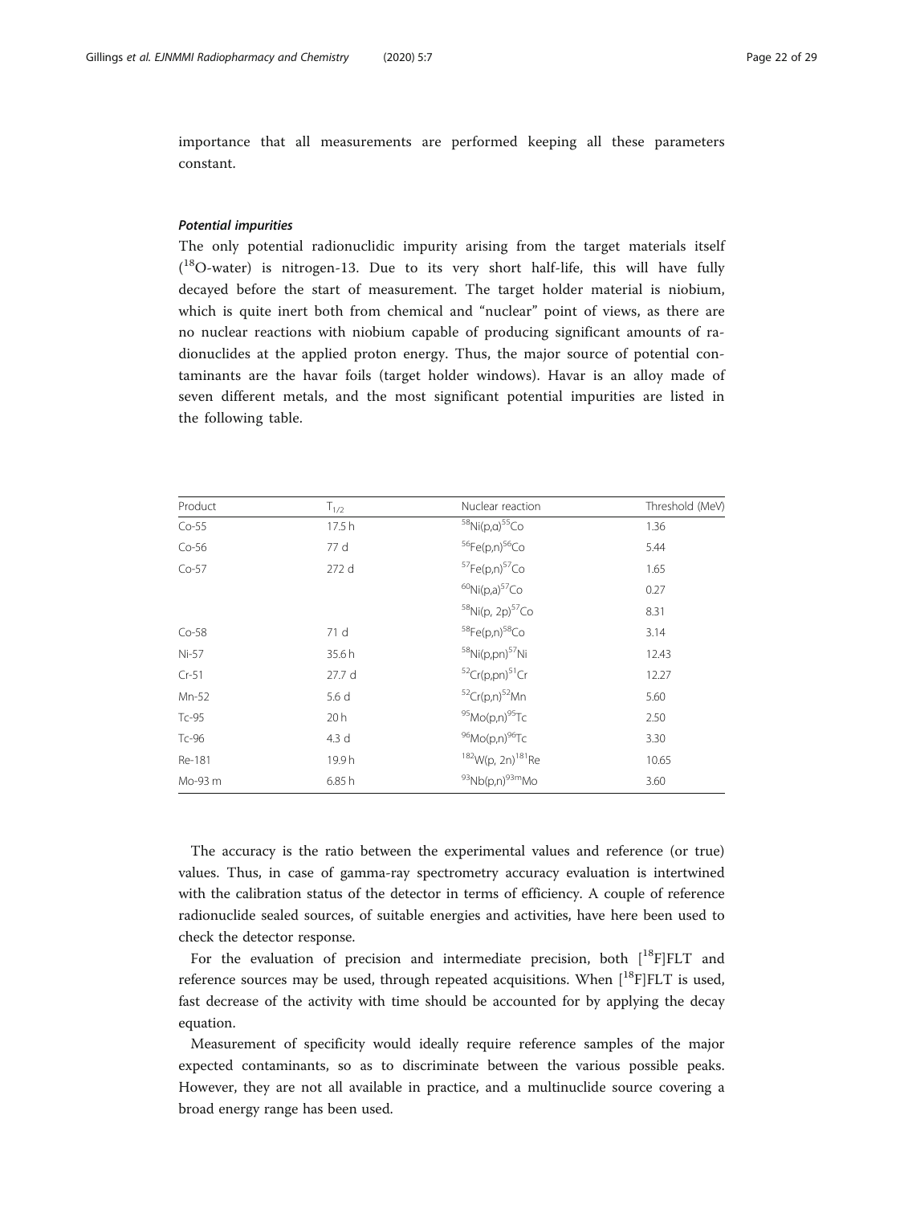importance that all measurements are performed keeping all these parameters constant.

#### *Potential impurities*

The only potential radionuclidic impurity arising from the target materials itself ($^{18}$O-water) is nitrogen-13. Due to its very short half-life, this will have fully decayed before the start of measurement. The target holder material is niobium, which is quite inert both from chemical and "nuclear" point of views, as there are no nuclear reactions with niobium capable of producing significant amounts of radionuclides at the applied proton energy. Thus, the major source of potential contaminants are the havar foils (target holder windows). Havar is an alloy made of seven different metals, and the most significant potential impurities are listed in the following table.

| Product | $T_{1/2}$ | Nuclear reaction | Threshold (MeV) |
|---|---|---|---|
| Co-55 | 17.5 h | $^{58}$Ni(p,α)$^{55}$Co | 1.36 |
| Co-56 | 77 d | $^{56}$Fe(p,n)$^{56}$Co | 5.44 |
| Co-57 | 272 d | $^{57}$Fe(p,n)$^{57}$Co | 1.65 |
| | | $^{60}$Ni(p,a)$^{57}$Co | 0.27 |
| | | $^{58}$Ni(p, 2p)$^{57}$Co | 8.31 |
| Co-58 | 71 d | $^{58}$Fe(p,n)$^{58}$Co | 3.14 |
| Ni-57 | 35.6 h | $^{58}$Ni(p,pn)$^{57}$Ni | 12.43 |
| Cr-51 | 27.7 d | $^{52}$Cr(p,pn)$^{51}$Cr | 12.27 |
| Mn-52 | 5.6 d | $^{52}$Cr(p,n)$^{52}$Mn | 5.60 |
| Tc-95 | 20 h | $^{95}$Mo(p,n)$^{95}$Tc | 2.50 |
| Tc-96 | 4.3 d | $^{96}$Mo(p,n)$^{96}$Tc | 3.30 |
| Re-181 | 19.9 h | $^{182}$W(p, 2n)$^{181}$Re | 10.65 |
| Mo-93 m | 6.85 h | $^{93}$Nb(p,n)$^{93m}$Mo | 3.60 |

The accuracy is the ratio between the experimental values and reference (or true) values. Thus, in case of gamma-ray spectrometry accuracy evaluation is intertwined with the calibration status of the detector in terms of efficiency. A couple of reference radionuclide sealed sources, of suitable energies and activities, have here been used to check the detector response.

For the evaluation of precision and intermediate precision, both [$^{18}$F]FLT and reference sources may be used, through repeated acquisitions. When [$^{18}$F]FLT is used, fast decrease of the activity with time should be accounted for by applying the decay equation.

Measurement of specificity would ideally require reference samples of the major expected contaminants, so as to discriminate between the various possible peaks. However, they are not all available in practice, and a multinuclide source covering a broad energy range has been used.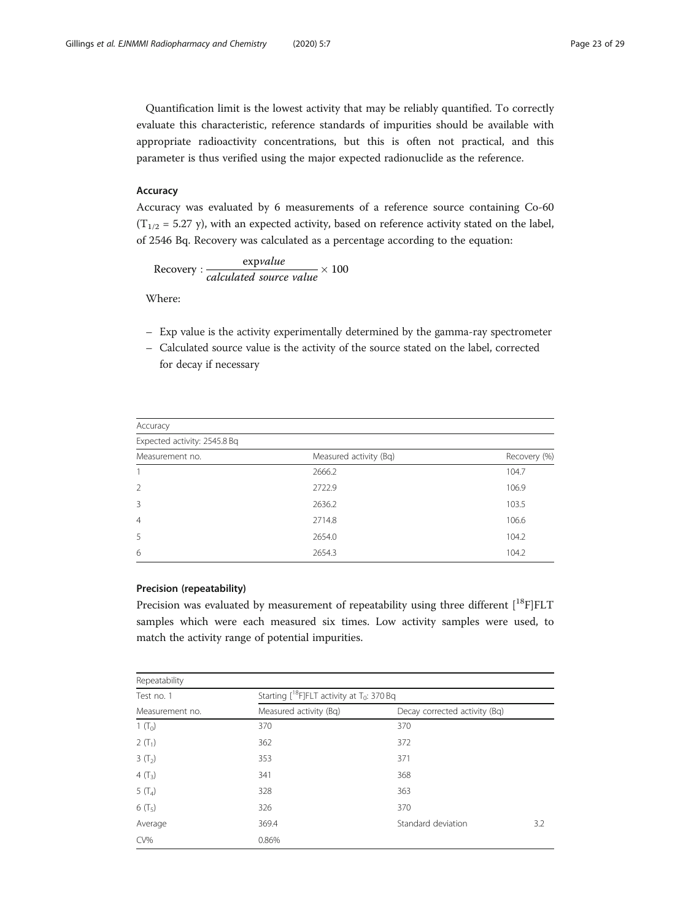Quantification limit is the lowest activity that may be reliably quantified. To correctly evaluate this characteristic, reference standards of impurities should be available with appropriate radioactivity concentrations, but this is often not practical, and this parameter is thus verified using the major expected radionuclide as the reference.

#### Accuracy

Accuracy was evaluated by 6 measurements of a reference source containing Co-60 ($T_{1/2}$ = 5.27 y), with an expected activity, based on reference activity stated on the label, of 2546 Bq. Recovery was calculated as a percentage according to the equation:

$$\text{Recovery} : \frac{\text{exp}\,value}{calculated\ source\ value} \times 100$$

Where:

- Exp value is the activity experimentally determined by the gamma-ray spectrometer
- Calculated source value is the activity of the source stated on the label, corrected for decay if necessary

| Accuracy | | |
|---|---|---|
| Expected activity: 2545.8 Bq | | |
| Measurement no. | Measured activity (Bq) | Recovery (%) |
| 1 | 2666.2 | 104.7 |
| 2 | 2722.9 | 106.9 |
| 3 | 2636.2 | 103.5 |
| 4 | 2714.8 | 106.6 |
| 5 | 2654.0 | 104.2 |
| 6 | 2654.3 | 104.2 |

#### Precision (repeatability)

Precision was evaluated by measurement of repeatability using three different [$^{18}$F]FLT samples which were each measured six times. Low activity samples were used, to match the activity range of potential impurities.

| Repeatability | | | |
|---|---|---|---|
| Test no. 1 | Starting [$^{18}$F]FLT activity at $T_0$: 370 Bq | | |
| Measurement no. | Measured activity (Bq) | Decay corrected activity (Bq) | |
| 1 ($T_0$) | 370 | 370 | |
| 2 ($T_1$) | 362 | 372 | |
| 3 ($T_2$) | 353 | 371 | |
| 4 ($T_3$) | 341 | 368 | |
| 5 ($T_4$) | 328 | 363 | |
| 6 ($T_5$) | 326 | 370 | |
| Average | 369.4 | Standard deviation | 3.2 |
| CV% | 0.86% | | |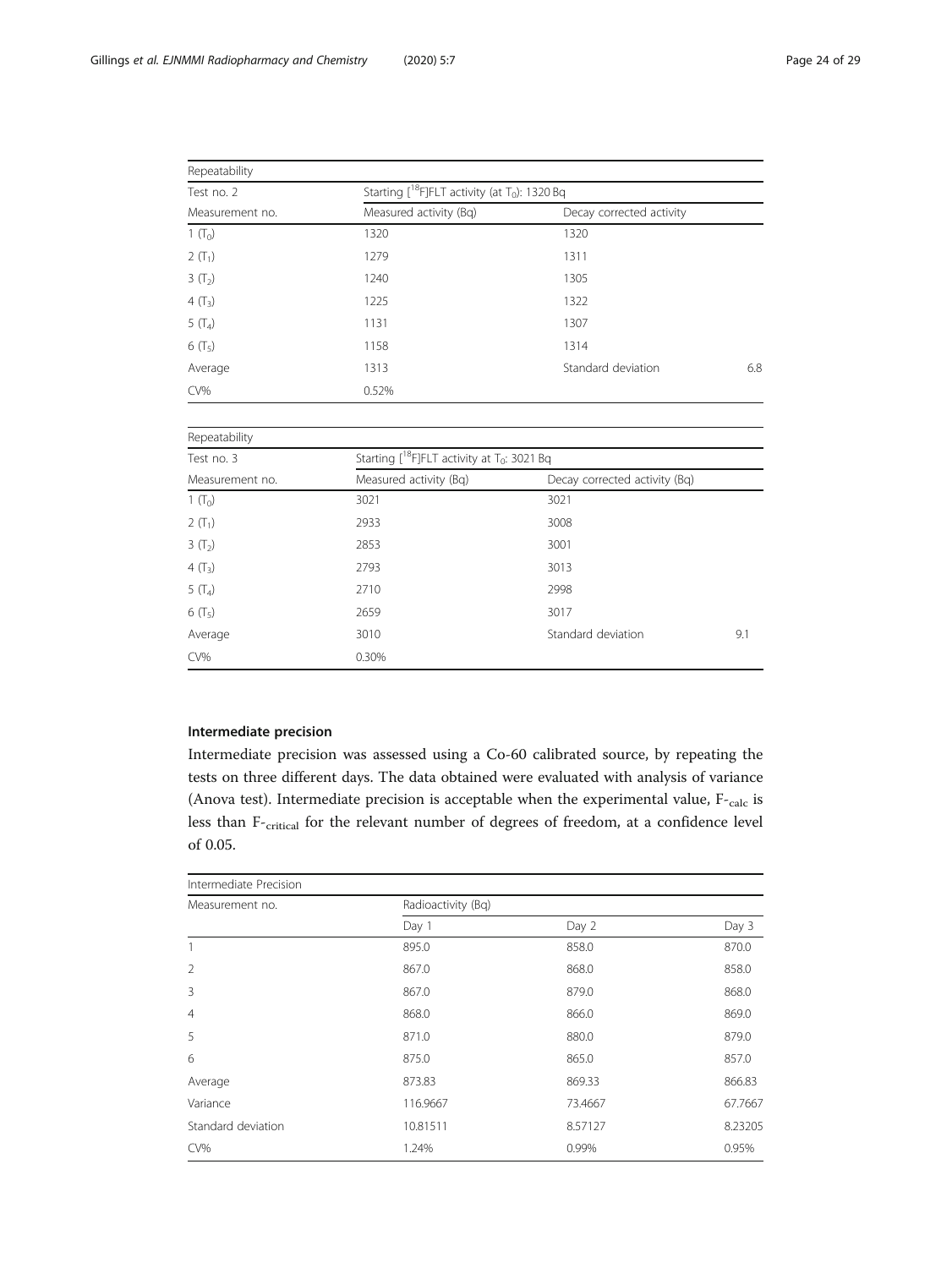| Repeatability | | |
|---|---|---|
| Test no. 2 | Starting [$^{18}$F]FLT activity (at $T_0$): 1320 Bq | |
| Measurement no. | Measured activity (Bq) | Decay corrected activity |
| 1 ($T_0$) | 1320 | 1320 |
| 2 ($T_1$) | 1279 | 1311 |
| 3 ($T_2$) | 1240 | 1305 |
| 4 ($T_3$) | 1225 | 1322 |
| 5 ($T_4$) | 1131 | 1307 |
| 6 ($T_5$) | 1158 | 1314 |
| Average | 1313 | Standard deviation 6.8 |
| CV% | 0.52% | |

| Repeatability | | |
|---|---|---|
| Test no. 3 | Starting [$^{18}$F]FLT activity at $T_0$: 3021 Bq | |
| Measurement no. | Measured activity (Bq) | Decay corrected activity (Bq) |
| 1 ($T_0$) | 3021 | 3021 |
| 2 ($T_1$) | 2933 | 3008 |
| 3 ($T_2$) | 2853 | 3001 |
| 4 ($T_3$) | 2793 | 3013 |
| 5 ($T_4$) | 2710 | 2998 |
| 6 ($T_5$) | 2659 | 3017 |
| Average | 3010 | Standard deviation 9.1 |
| CV% | 0.30% | |

#### Intermediate precision

Intermediate precision was assessed using a Co-60 calibrated source, by repeating the tests on three different days. The data obtained were evaluated with analysis of variance (Anova test). Intermediate precision is acceptable when the experimental value, $F_{calc}$ is less than $F_{critical}$ for the relevant number of degrees of freedom, at a confidence level of 0.05.

| Intermediate Precision | | | |
|---|---|---|---|
| Measurement no. | Radioactivity (Bq) | | |
| | Day 1 | Day 2 | Day 3 |
| 1 | 895.0 | 858.0 | 870.0 |
| 2 | 867.0 | 868.0 | 858.0 |
| 3 | 867.0 | 879.0 | 868.0 |
| 4 | 868.0 | 866.0 | 869.0 |
| 5 | 871.0 | 880.0 | 879.0 |
| 6 | 875.0 | 865.0 | 857.0 |
| Average | 873.83 | 869.33 | 866.83 |
| Variance | 116.9667 | 73.4667 | 67.7667 |
| Standard deviation | 10.81511 | 8.57127 | 8.23205 |
| CV% | 1.24% | 0.99% | 0.95% |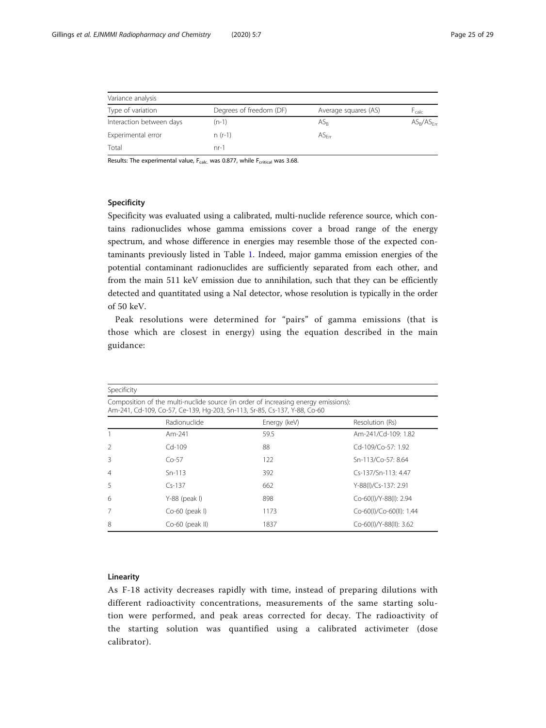| Variance analysis | | | |
|---|---|---|---|
| Type of variation | Degrees of freedom (DF) | Average squares (AS) | $F_{calc}$ |
| Interaction between days | (n-1) | $AS_B$ | $AS_B/AS_{Err}$ |
| Experimental error | n (r-1) | $AS_{Err}$ | |
| Total | nr-1 | | |

Results: The experimental value, $F_{calc.}$ was 0.877, while $F_{critical}$ was 3.68.

### Specificity

Specificity was evaluated using a calibrated, multi-nuclide reference source, which contains radionuclides whose gamma emissions cover a broad range of the energy spectrum, and whose difference in energies may resemble those of the expected contaminants previously listed in Table 1. Indeed, major gamma emission energies of the potential contaminant radionuclides are sufficiently separated from each other, and from the main 511 keV emission due to annihilation, such that they can be efficiently detected and quantitated using a NaI detector, whose resolution is typically in the order of 50 keV.

Peak resolutions were determined for "pairs" of gamma emissions (that is those which are closest in energy) using the equation described in the main guidance:

Specificity

Composition of the multi-nuclide source (in order of increasing energy emissions): Am-241, Cd-109, Co-57, Ce-139, Hg-203, Sn-113, Sr-85, Cs-137, Y-88, Co-60

| | Radionuclide | Energy (keV) | Resolution (Rs) |
|---|---|---|---|
| 1 | Am-241 | 59.5 | Am-241/Cd-109: 1.82 |
| 2 | Cd-109 | 88 | Cd-109/Co-57: 1.92 |
| 3 | Co-57 | 122 | Sn-113/Co-57: 8.64 |
| 4 | Sn-113 | 392 | Cs-137/Sn-113: 4.47 |
| 5 | Cs-137 | 662 | Y-88(I)/Cs-137: 2.91 |
| 6 | Y-88 (peak I) | 898 | Co-60(I)/Y-88(I): 2.94 |
| 7 | Co-60 (peak I) | 1173 | Co-60(I)/Co-60(II): 1.44 |
| 8 | Co-60 (peak II) | 1837 | Co-60(I)/Y-88(II): 3.62 |

### Linearity

As F-18 activity decreases rapidly with time, instead of preparing dilutions with different radioactivity concentrations, measurements of the same starting solution were performed, and peak areas corrected for decay. The radioactivity of the starting solution was quantified using a calibrated activimeter (dose calibrator).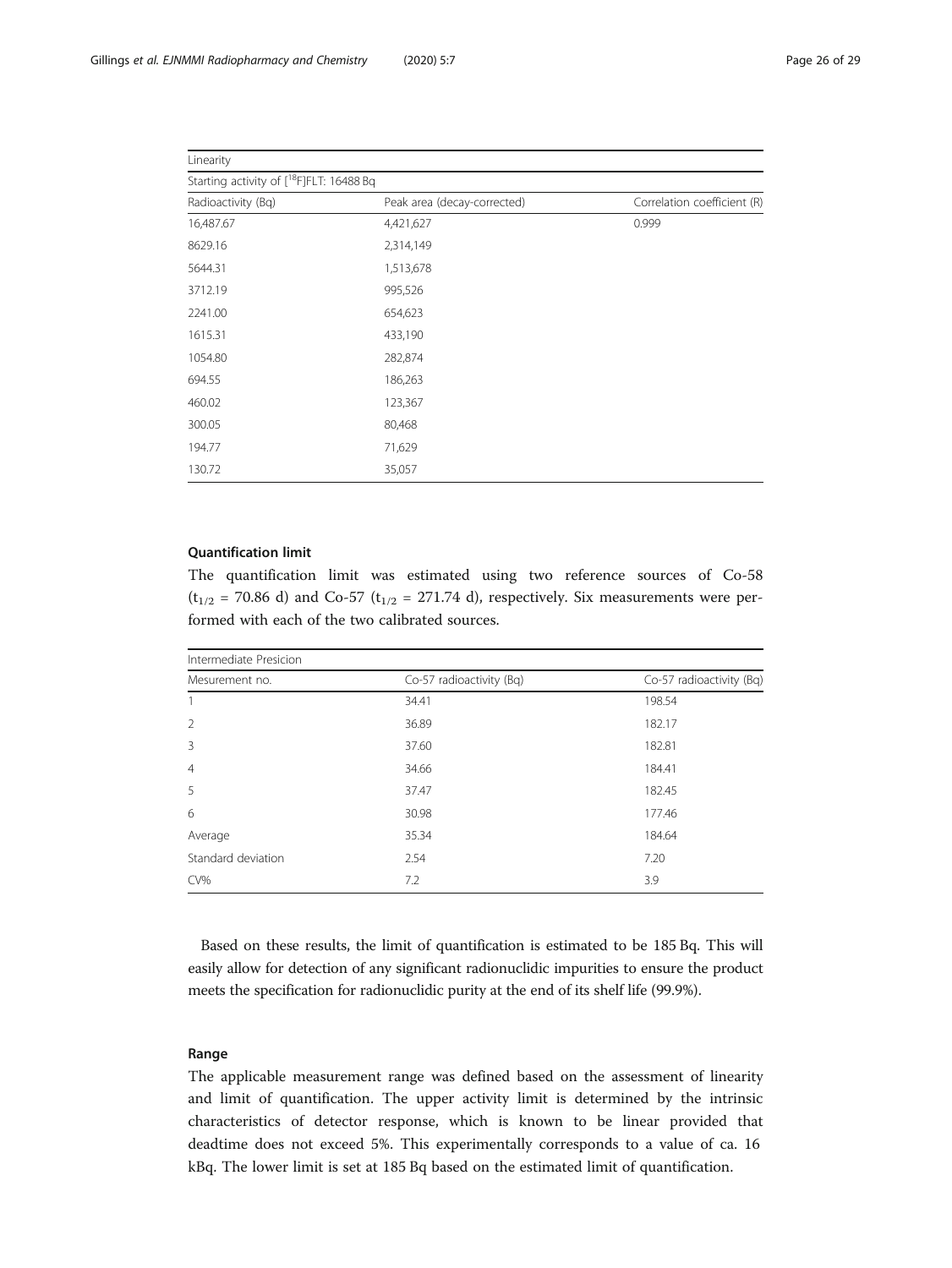| Linearity | | |
| --- | --- | --- |
| Starting activity of [$^{18}$F]FLT: 16488 Bq | | |
| Radioactivity (Bq) | Peak area (decay-corrected) | Correlation coefficient (R) |
| 16,487.67 | 4,421,627 | 0.999 |
| 8629.16 | 2,314,149 | |
| 5644.31 | 1,513,678 | |
| 3712.19 | 995,526 | |
| 2241.00 | 654,623 | |
| 1615.31 | 433,190 | |
| 1054.80 | 282,874 | |
| 694.55 | 186,263 | |
| 460.02 | 123,367 | |
| 300.05 | 80,468 | |
| 194.77 | 71,629 | |
| 130.72 | 35,057 | |

#### Quantification limit

The quantification limit was estimated using two reference sources of Co-58 ($t_{1/2}$ = 70.86 d) and Co-57 ($t_{1/2}$ = 271.74 d), respectively. Six measurements were performed with each of the two calibrated sources.

| Intermediate Presicion | | |
| --- | --- | --- |
| Mesurement no. | Co-57 radioactivity (Bq) | Co-57 radioactivity (Bq) |
| 1 | 34.41 | 198.54 |
| 2 | 36.89 | 182.17 |
| 3 | 37.60 | 182.81 |
| 4 | 34.66 | 184.41 |
| 5 | 37.47 | 182.45 |
| 6 | 30.98 | 177.46 |
| Average | 35.34 | 184.64 |
| Standard deviation | 2.54 | 7.20 |
| CV% | 7.2 | 3.9 |

Based on these results, the limit of quantification is estimated to be 185 Bq. This will easily allow for detection of any significant radionuclidic impurities to ensure the product meets the specification for radionuclidic purity at the end of its shelf life (99.9%).

#### Range

The applicable measurement range was defined based on the assessment of linearity and limit of quantification. The upper activity limit is determined by the intrinsic characteristics of detector response, which is known to be linear provided that deadtime does not exceed 5%. This experimentally corresponds to a value of ca. 16 kBq. The lower limit is set at 185 Bq based on the estimated limit of quantification.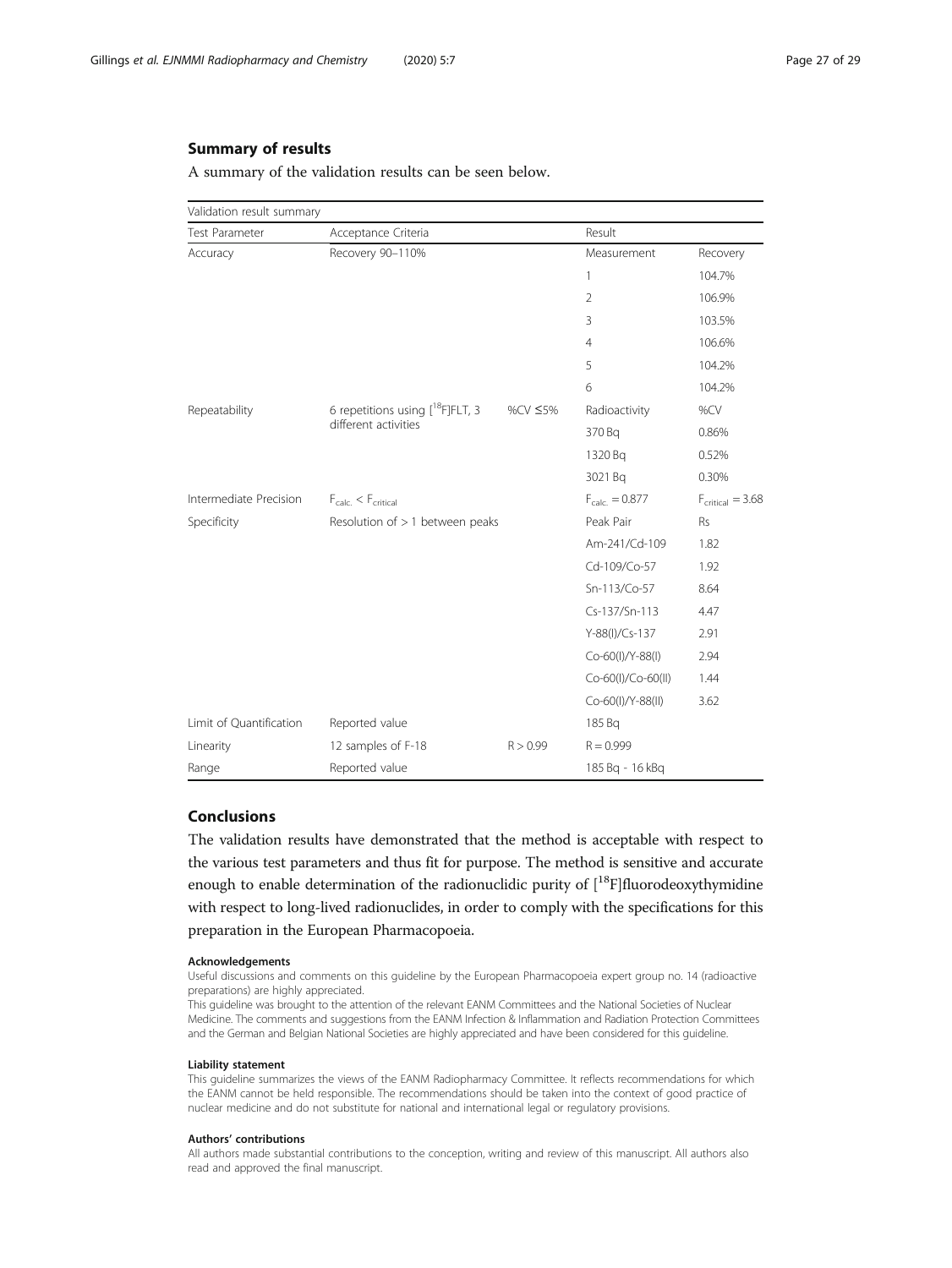## Summary of results

A summary of the validation results can be seen below.

| Validation result summary | | | | |
|---|---|---|---|---|
| Test Parameter | Acceptance Criteria | | Result | |
| Accuracy | Recovery 90–110% | | Measurement | Recovery |
| | | | 1 | 104.7% |
| | | | 2 | 106.9% |
| | | | 3 | 103.5% |
| | | | 4 | 106.6% |
| | | | 5 | 104.2% |
| | | | 6 | 104.2% |
| Repeatability | 6 repetitions using [$^{18}$F]FLT, 3 different activities | %CV ≤5% | Radioactivity | %CV |
| | | | 370 Bq | 0.86% |
| | | | 1320 Bq | 0.52% |
| | | | 3021 Bq | 0.30% |
| Intermediate Precision | $F_{calc.} < F_{critical}$ | | $F_{calc.} = 0.877$ | $F_{critical} = 3.68$ |
| Specificity | Resolution of > 1 between peaks | | Peak Pair | Rs |
| | | | Am-241/Cd-109 | 1.82 |
| | | | Cd-109/Co-57 | 1.92 |
| | | | Sn-113/Co-57 | 8.64 |
| | | | Cs-137/Sn-113 | 4.47 |
| | | | Y-88(I)/Cs-137 | 2.91 |
| | | | Co-60(I)/Y-88(I) | 2.94 |
| | | | Co-60(I)/Co-60(II) | 1.44 |
| | | | Co-60(I)/Y-88(II) | 3.62 |
| Limit of Quantification | Reported value | | 185 Bq | |
| Linearity | 12 samples of F-18 | R > 0.99 | R = 0.999 | |
| Range | Reported value | | 185 Bq - 16 kBq | |

## Conclusions

The validation results have demonstrated that the method is acceptable with respect to the various test parameters and thus fit for purpose. The method is sensitive and accurate enough to enable determination of the radionuclidic purity of [$^{18}$F]fluorodeoxythymidine with respect to long-lived radionuclides, in order to comply with the specifications for this preparation in the European Pharmacopoeia.

#### Acknowledgements

Useful discussions and comments on this guideline by the European Pharmacopoeia expert group no. 14 (radioactive preparations) are highly appreciated.

This guideline was brought to the attention of the relevant EANM Committees and the National Societies of Nuclear Medicine. The comments and suggestions from the EANM Infection & Inflammation and Radiation Protection Committees and the German and Belgian National Societies are highly appreciated and have been considered for this guideline.

#### Liability statement

This guideline summarizes the views of the EANM Radiopharmacy Committee. It reflects recommendations for which the EANM cannot be held responsible. The recommendations should be taken into the context of good practice of nuclear medicine and do not substitute for national and international legal or regulatory provisions.

#### Authors' contributions

All authors made substantial contributions to the conception, writing and review of this manuscript. All authors also read and approved the final manuscript.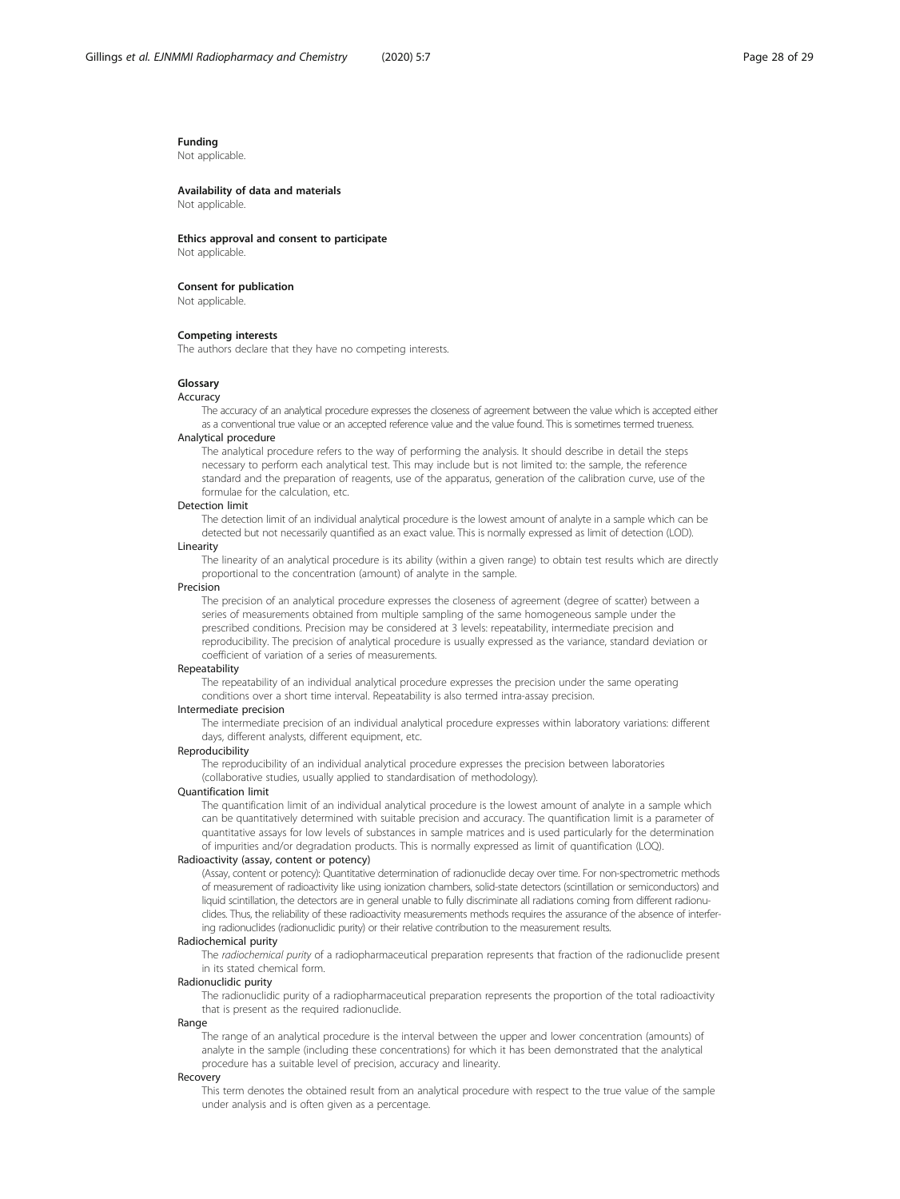### Funding

Not applicable.

### Availability of data and materials

Not applicable.

### Ethics approval and consent to participate

Not applicable.

### Consent for publication

Not applicable.

### Competing interests

The authors declare that they have no competing interests.

### Glossary

**Accuracy**

The accuracy of an analytical procedure expresses the closeness of agreement between the value which is accepted either as a conventional true value or an accepted reference value and the value found. This is sometimes termed trueness.

**Analytical procedure**

The analytical procedure refers to the way of performing the analysis. It should describe in detail the steps necessary to perform each analytical test. This may include but is not limited to: the sample, the reference standard and the preparation of reagents, use of the apparatus, generation of the calibration curve, use of the formulae for the calculation, etc.

**Detection limit**

The detection limit of an individual analytical procedure is the lowest amount of analyte in a sample which can be detected but not necessarily quantified as an exact value. This is normally expressed as limit of detection (LOD).

**Linearity**

The linearity of an analytical procedure is its ability (within a given range) to obtain test results which are directly proportional to the concentration (amount) of analyte in the sample.

**Precision**

The precision of an analytical procedure expresses the closeness of agreement (degree of scatter) between a series of measurements obtained from multiple sampling of the same homogeneous sample under the prescribed conditions. Precision may be considered at 3 levels: repeatability, intermediate precision and reproducibility. The precision of analytical procedure is usually expressed as the variance, standard deviation or coefficient of variation of a series of measurements.

**Repeatability**

The repeatability of an individual analytical procedure expresses the precision under the same operating conditions over a short time interval. Repeatability is also termed intra-assay precision.

**Intermediate precision**

The intermediate precision of an individual analytical procedure expresses within laboratory variations: different days, different analysts, different equipment, etc.

**Reproducibility**

The reproducibility of an individual analytical procedure expresses the precision between laboratories (collaborative studies, usually applied to standardisation of methodology).

**Quantification limit**

The quantification limit of an individual analytical procedure is the lowest amount of analyte in a sample which can be quantitatively determined with suitable precision and accuracy. The quantification limit is a parameter of quantitative assays for low levels of substances in sample matrices and is used particularly for the determination of impurities and/or degradation products. This is normally expressed as limit of quantification (LOQ).

**Radioactivity (assay, content or potency)**

(Assay, content or potency): Quantitative determination of radionuclide decay over time. For non-spectrometric methods of measurement of radioactivity like using ionization chambers, solid-state detectors (scintillation or semiconductors) and liquid scintillation, the detectors are in general unable to fully discriminate all radiations coming from different radionuclides. Thus, the reliability of these radioactivity measurements methods requires the assurance of the absence of interfering radionuclides (radionuclidic purity) or their relative contribution to the measurement results.

**Radiochemical purity**

The *radiochemical purity* of a radiopharmaceutical preparation represents that fraction of the radionuclide present in its stated chemical form.

**Radionuclidic purity**

The radionuclidic purity of a radiopharmaceutical preparation represents the proportion of the total radioactivity that is present as the required radionuclide.

**Range**

The range of an analytical procedure is the interval between the upper and lower concentration (amounts) of analyte in the sample (including these concentrations) for which it has been demonstrated that the analytical procedure has a suitable level of precision, accuracy and linearity.

**Recovery**

This term denotes the obtained result from an analytical procedure with respect to the true value of the sample under analysis and is often given as a percentage.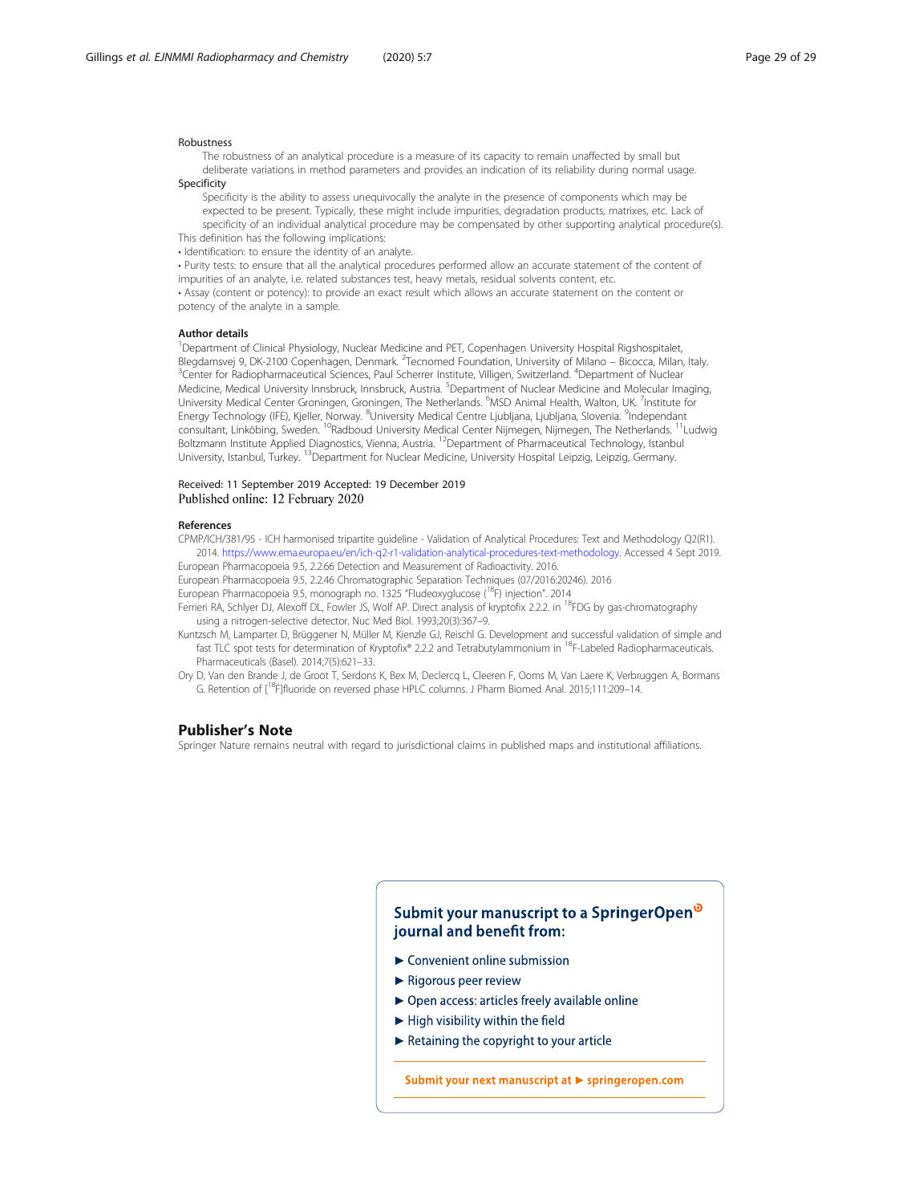Robustness

The robustness of an analytical procedure is a measure of its capacity to remain unaffected by small but deliberate variations in method parameters and provides an indication of its reliability during normal usage.

Specificity

Specificity is the ability to assess unequivocally the analyte in the presence of components which may be expected to be present. Typically, these might include impurities, degradation products, matrixes, etc. Lack of specificity of an individual analytical procedure may be compensated by other supporting analytical procedure(s).

This definition has the following implications:

- Identification: to ensure the identity of an analyte.
- Purity tests: to ensure that all the analytical procedures performed allow an accurate statement of the content of impurities of an analyte, i.e. related substances test, heavy metals, residual solvents content, etc.
- Assay (content or potency): to provide an exact result which allows an accurate statement on the content or potency of the analyte in a sample.

#### Author details

[1]Department of Clinical Physiology, Nuclear Medicine and PET, Copenhagen University Hospital Rigshospitalet, Blegdamsvej 9, DK-2100 Copenhagen, Denmark. [2]Tecnomed Foundation, University of Milano – Bicocca, Milan, Italy. [3]Center for Radiopharmaceutical Sciences, Paul Scherrer Institute, Villigen, Switzerland. [4]Department of Nuclear Medicine, Medical University Innsbruck, Innsbruck, Austria. [5]Department of Nuclear Medicine and Molecular Imaging, University Medical Center Groningen, Groningen, The Netherlands. [6]MSD Animal Health, Walton, UK. [7]Institute for Energy Technology (IFE), Kjeller, Norway. [8]University Medical Centre Ljubljana, Ljubljana, Slovenia. [9]Independant consultant, Linköbing, Sweden. [10]Radboud University Medical Center Nijmegen, Nijmegen, The Netherlands. [11]Ludwig Boltzmann Institute Applied Diagnostics, Vienna, Austria. [12]Department of Pharmaceutical Technology, Istanbul University, Istanbul, Turkey. [13]Department for Nuclear Medicine, University Hospital Leipzig, Leipzig, Germany.

Received: 11 September 2019 Accepted: 19 December 2019
Published online: 12 February 2020

#### References

CPMP/ICH/381/95 - ICH harmonised tripartite guideline - Validation of Analytical Procedures: Text and Methodology Q2(R1). 2014. https://www.ema.europa.eu/en/ich-q2-r1-validation-analytical-procedures-text-methodology. Accessed 4 Sept 2019.

European Pharmacopoeia 9.5, 2.2.66 Detection and Measurement of Radioactivity. 2016.

European Pharmacopoeia 9.5, 2.2.46 Chromatographic Separation Techniques (07/2016:20246). 2016

European Pharmacopoeia 9.5, monograph no. 1325 "Fludeoxyglucose ($^{18}$F) injection". 2014

Ferrieri RA, Schlyer DJ, Alexoff DL, Fowler JS, Wolf AP. Direct analysis of kryptofix 2.2.2. in $^{18}$FDG by gas-chromatography using a nitrogen-selective detector. Nuc Med Biol. 1993;20(3):367–9.

Kuntzsch M, Lamparter D, Brüggener N, Müller M, Kienzle GJ, Reischl G. Development and successful validation of simple and fast TLC spot tests for determination of Kryptofix® 2.2.2 and Tetrabutylammonium in $^{18}$F-Labeled Radiopharmaceuticals. Pharmaceuticals (Basel). 2014;7(5):621–33.

Ory D, Van den Brande J, de Groot T, Serdons K, Bex M, Declercq L, Cleeren F, Ooms M, Van Laere K, Verbruggen A, Bormans G. Retention of [$^{18}$F]fluoride on reversed phase HPLC columns. J Pharm Biomed Anal. 2015;111:209–14.

### Publisher's Note

Springer Nature remains neutral with regard to jurisdictional claims in published maps and institutional affiliations.